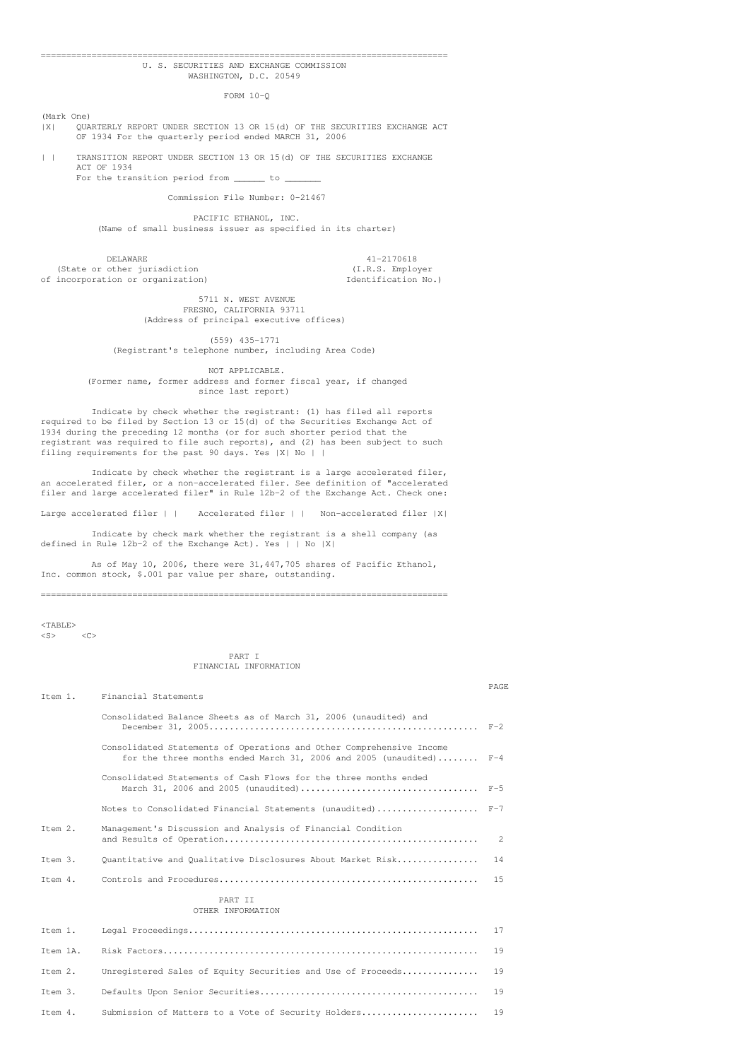# U. S. SECURITIES AND EXCHANGE COMMISSION

WASHINGTON, D.C. 20549

## FORM 10-Q

(Mark One)

|X| QUARTERLY REPORT UNDER SECTION 13 OR 15(d) OF THE SECURITIES EXCHANGE ACT OF 1934 For the quarterly period ended MARCH 31, 2006

| | TRANSITION REPORT UNDER SECTION 13 OR 15(d) OF THE SECURITIES EXCHANGE ACT OF 1934
For the transition period from ______ to _______

Commission File Number: 0-21467

## PACIFIC ETHANOL, INC.

(Name of small business issuer as specified in its charter)

| DELAWARE | 41-2170618 |
|---|---|
| (State or other jurisdiction of incorporation or organization) | (I.R.S. Employer Identification No.) |

5711 N. WEST AVENUE
FRESNO, CALIFORNIA 93711
(Address of principal executive offices)

(559) 435-1771
(Registrant's telephone number, including Area Code)

NOT APPLICABLE.
(Former name, former address and former fiscal year, if changed since last report)

Indicate by check whether the registrant: (1) has filed all reports required to be filed by Section 13 or 15(d) of the Securities Exchange Act of 1934 during the preceding 12 months (or for such shorter period that the registrant was required to file such reports), and (2) has been subject to such filing requirements for the past 90 days. Yes |X| No | |

Indicate by check whether the registrant is a large accelerated filer, an accelerated filer, or a non-accelerated filer. See definition of "accelerated filer and large accelerated filer" in Rule 12b-2 of the Exchange Act. Check one:

Large accelerated filer | | Accelerated filer | | Non-accelerated filer |X|

Indicate by check mark whether the registrant is a shell company (as defined in Rule 12b-2 of the Exchange Act). Yes | | No |X|

As of May 10, 2006, there were 31,447,705 shares of Pacific Ethanol, Inc. common stock, $.001 par value per share, outstanding.

## PART I
### FINANCIAL INFORMATION

| | | PAGE |
|---|---|---|
| Item 1. | Financial Statements | |
| | Consolidated Balance Sheets as of March 31, 2006 (unaudited) and December 31, 2005 | F-2 |
| | Consolidated Statements of Operations and Other Comprehensive Income for the three months ended March 31, 2006 and 2005 (unaudited) | F-4 |
| | Consolidated Statements of Cash Flows for the three months ended March 31, 2006 and 2005 (unaudited) | F-5 |
| | Notes to Consolidated Financial Statements (unaudited) | F-7 |
| Item 2. | Management's Discussion and Analysis of Financial Condition and Results of Operation | 2 |
| Item 3. | Quantitative and Qualitative Disclosures About Market Risk | 14 |
| Item 4. | Controls and Procedures | 15 |

## PART II
### OTHER INFORMATION

| | | |
|---|---|---|
| Item 1. | Legal Proceedings | 17 |
| Item 1A. | Risk Factors | 19 |
| Item 2. | Unregistered Sales of Equity Securities and Use of Proceeds | 19 |
| Item 3. | Defaults Upon Senior Securities | 19 |
| Item 4. | Submission of Matters to a Vote of Security Holders | 19 |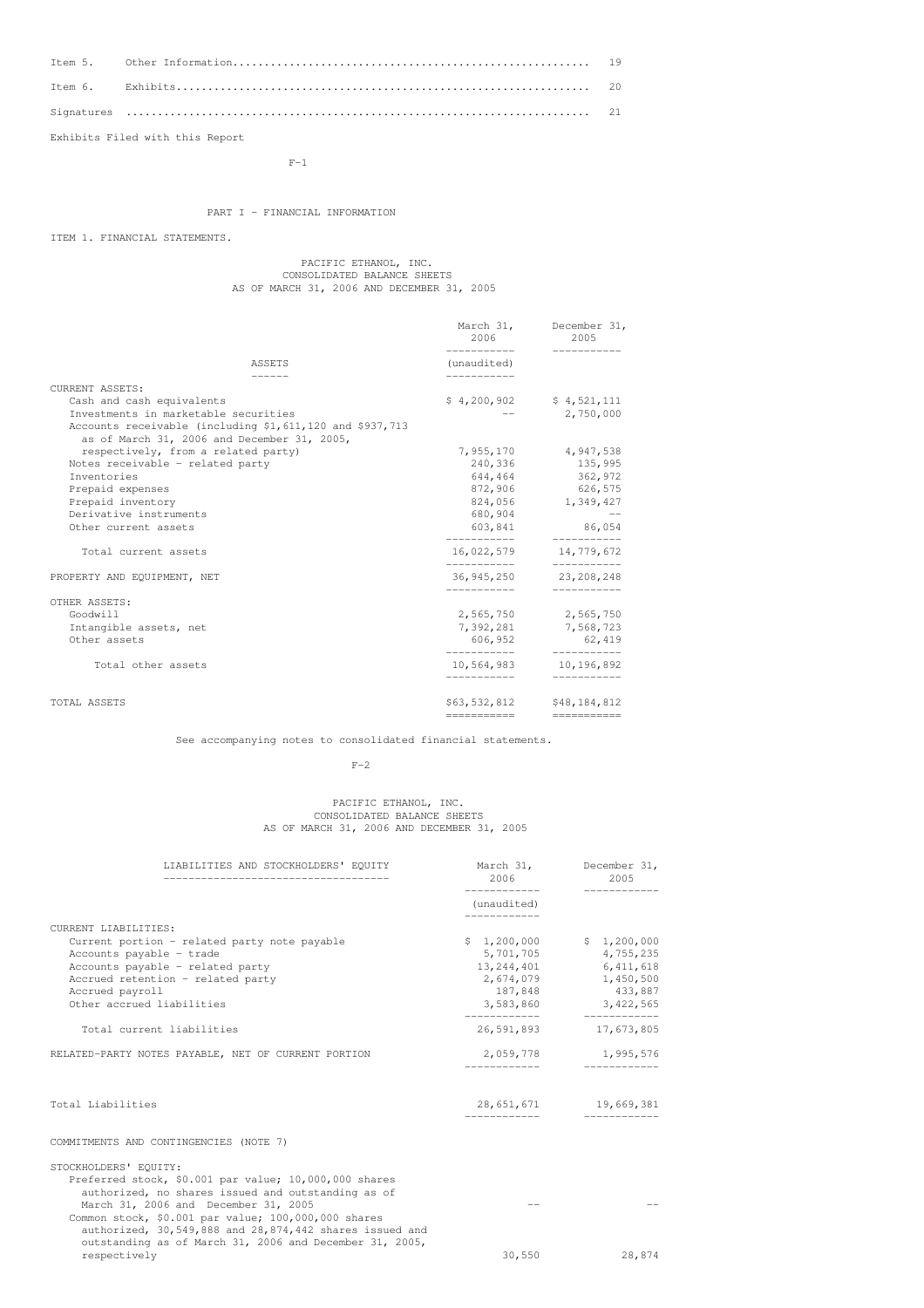| | | |
|---|---|---|
| Item 5. | Other Information | 19 |
| Item 6. | Exhibits | 20 |
| Signatures | | 21 |

Exhibits Filed with this Report

# PART I - FINANCIAL INFORMATION

## ITEM 1. FINANCIAL STATEMENTS.

### PACIFIC ETHANOL, INC.
### CONSOLIDATED BALANCE SHEETS
### AS OF MARCH 31, 2006 AND DECEMBER 31, 2005

| ASSETS | March 31, 2006 (unaudited) | December 31, 2005 |
|---|---|---|
| CURRENT ASSETS: | | |
| Cash and cash equivalents | $ 4,200,902 | $ 4,521,111 |
| Investments in marketable securities | -- | 2,750,000 |
| Accounts receivable (including $1,611,120 and $937,713 as of March 31, 2006 and December 31, 2005, respectively, from a related party) | 7,955,170 | 4,947,538 |
| Notes receivable - related party | 240,336 | 135,995 |
| Inventories | 644,464 | 362,972 |
| Prepaid expenses | 872,906 | 626,575 |
| Prepaid inventory | 824,056 | 1,349,427 |
| Derivative instruments | 680,904 | -- |
| Other current assets | 603,841 | 86,054 |
| Total current assets | 16,022,579 | 14,779,672 |
| PROPERTY AND EQUIPMENT, NET | 36,945,250 | 23,208,248 |
| OTHER ASSETS: | | |
| Goodwill | 2,565,750 | 2,565,750 |
| Intangible assets, net | 7,392,281 | 7,568,723 |
| Other assets | 606,952 | 62,419 |
| Total other assets | 10,564,983 | 10,196,892 |
| TOTAL ASSETS | $63,532,812 | $48,184,812 |

See accompanying notes to consolidated financial statements.

### PACIFIC ETHANOL, INC.
### CONSOLIDATED BALANCE SHEETS
### AS OF MARCH 31, 2006 AND DECEMBER 31, 2005

| LIABILITIES AND STOCKHOLDERS' EQUITY | March 31, 2006 (unaudited) | December 31, 2005 |
|---|---|---|
| CURRENT LIABILITIES: | | |
| Current portion - related party note payable | $ 1,200,000 | $ 1,200,000 |
| Accounts payable - trade | 5,701,705 | 4,755,235 |
| Accounts payable - related party | 13,244,401 | 6,411,618 |
| Accrued retention - related party | 2,674,079 | 1,450,500 |
| Accrued payroll | 187,848 | 433,887 |
| Other accrued liabilities | 3,583,860 | 3,422,565 |
| Total current liabilities | 26,591,893 | 17,673,805 |
| RELATED-PARTY NOTES PAYABLE, NET OF CURRENT PORTION | 2,059,778 | 1,995,576 |
| Total Liabilities | 28,651,671 | 19,669,381 |
| COMMITMENTS AND CONTINGENCIES (NOTE 7) | | |
| STOCKHOLDERS' EQUITY: | | |
| Preferred stock, $0.001 par value; 10,000,000 shares authorized, no shares issued and outstanding as of March 31, 2006 and December 31, 2005 | -- | -- |
| Common stock, $0.001 par value; 100,000,000 shares authorized, 30,549,888 and 28,874,442 shares issued and outstanding as of March 31, 2006 and December 31, 2005, respectively | 30,550 | 28,874 |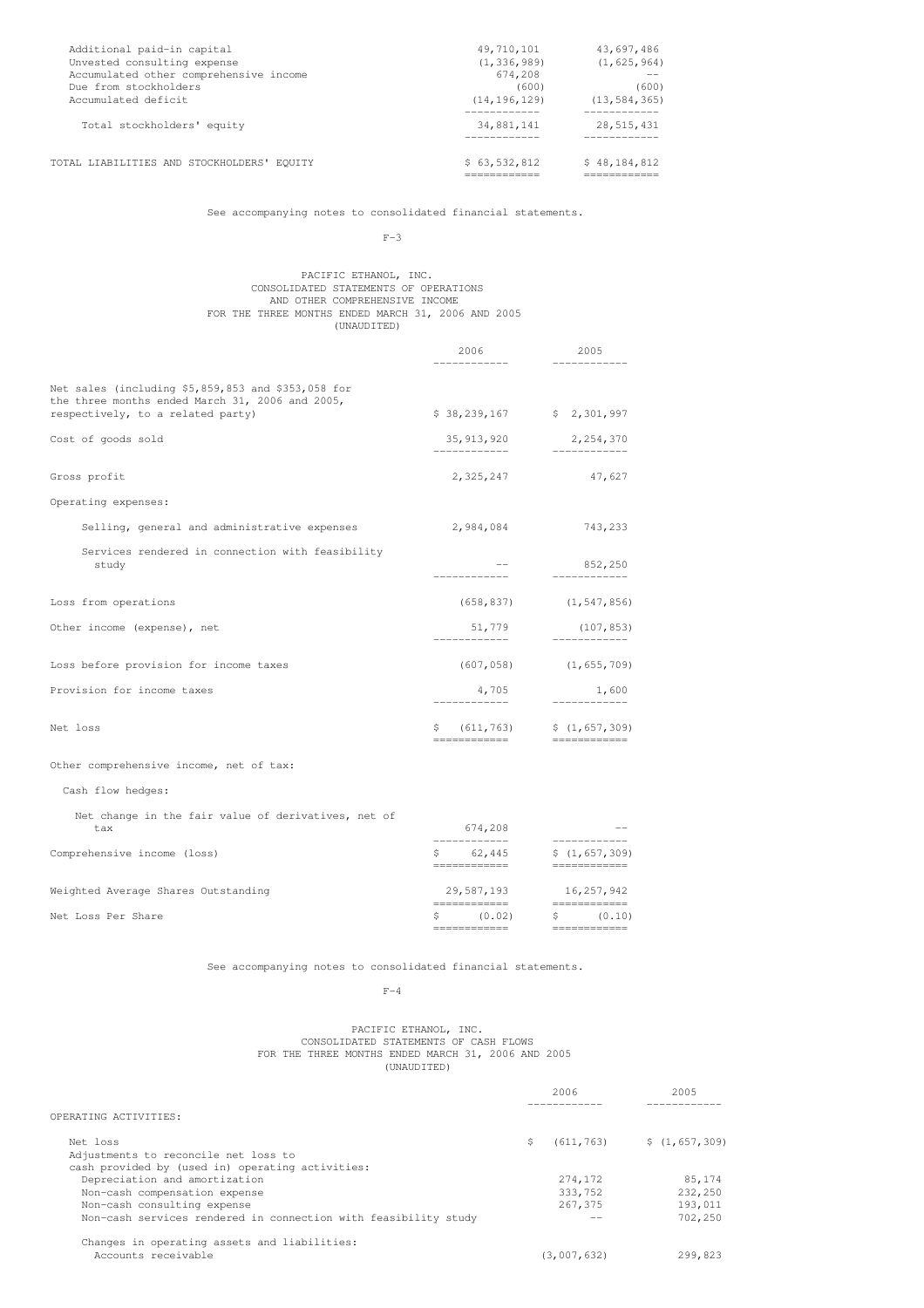| | | |
|---|---|---|
| Additional paid-in capital | 49,710,101 | 43,697,486 |
| Unvested consulting expense | (1,336,989) | (1,625,964) |
| Accumulated other comprehensive income | 674,208 | -- |
| Due from stockholders | (600) | (600) |
| Accumulated deficit | (14,196,129) | (13,584,365) |
| Total stockholders' equity | 34,881,141 | 28,515,431 |
| TOTAL LIABILITIES AND STOCKHOLDERS' EQUITY | $ 63,532,812 | $ 48,184,812 |

See accompanying notes to consolidated financial statements.

PACIFIC ETHANOL, INC.
CONSOLIDATED STATEMENTS OF OPERATIONS
AND OTHER COMPREHENSIVE INCOME
FOR THE THREE MONTHS ENDED MARCH 31, 2006 AND 2005
(UNAUDITED)

| | 2006 | 2005 |
|---|---|---|
| Net sales (including $5,859,853 and $353,058 for the three months ended March 31, 2006 and 2005, respectively, to a related party) | $ 38,239,167 | $ 2,301,997 |
| Cost of goods sold | 35,913,920 | 2,254,370 |
| Gross profit | 2,325,247 | 47,627 |
| Operating expenses: | | |
| Selling, general and administrative expenses | 2,984,084 | 743,233 |
| Services rendered in connection with feasibility study | -- | 852,250 |
| Loss from operations | (658,837) | (1,547,856) |
| Other income (expense), net | 51,779 | (107,853) |
| Loss before provision for income taxes | (607,058) | (1,655,709) |
| Provision for income taxes | 4,705 | 1,600 |
| Net loss | $ (611,763) | $ (1,657,309) |
| Other comprehensive income, net of tax: | | |
| Cash flow hedges: | | |
| Net change in the fair value of derivatives, net of tax | 674,208 | -- |
| Comprehensive income (loss) | $ 62,445 | $ (1,657,309) |
| Weighted Average Shares Outstanding | 29,587,193 | 16,257,942 |
| Net Loss Per Share | $ (0.02) | $ (0.10) |

See accompanying notes to consolidated financial statements.

PACIFIC ETHANOL, INC.
CONSOLIDATED STATEMENTS OF CASH FLOWS
FOR THE THREE MONTHS ENDED MARCH 31, 2006 AND 2005
(UNAUDITED)

| | 2006 | 2005 |
|---|---|---|
| OPERATING ACTIVITIES: | | |
| Net loss | $ (611,763) | $ (1,657,309) |
| Adjustments to reconcile net loss to cash provided by (used in) operating activities: | | |
| Depreciation and amortization | 274,172 | 85,174 |
| Non-cash compensation expense | 333,752 | 232,250 |
| Non-cash consulting expense | 267,375 | 193,011 |
| Non-cash services rendered in connection with feasibility study | -- | 702,250 |
| Changes in operating assets and liabilities: | | |
| Accounts receivable | (3,007,632) | 299,823 |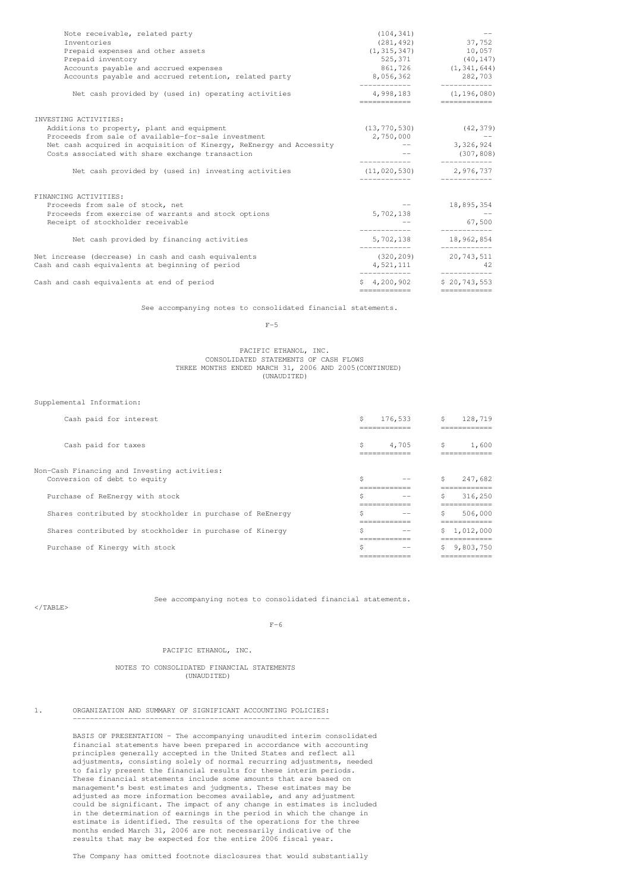| | | |
|---|---|---|
| Note receivable, related party | (104,341) | -- |
| Inventories | (281,492) | 37,752 |
| Prepaid expenses and other assets | (1,315,347) | 10,057 |
| Prepaid inventory | 525,371 | (40,147) |
| Accounts payable and accrued expenses | 861,726 | (1,341,644) |
| Accounts payable and accrued retention, related party | 8,056,362 | 282,703 |
| Net cash provided by (used in) operating activities | 4,998,183 | (1,196,080) |
| **INVESTING ACTIVITIES:** | | |
| Additions to property, plant and equipment | (13,770,530) | (42,379) |
| Proceeds from sale of available-for-sale investment | 2,750,000 | -- |
| Net cash acquired in acquisition of Kinergy, ReEnergy and Accessity | -- | 3,326,924 |
| Costs associated with share exchange transaction | -- | (307,808) |
| Net cash provided by (used in) investing activities | (11,020,530) | 2,976,737 |
| **FINANCING ACTIVITIES:** | | |
| Proceeds from sale of stock, net | -- | 18,895,354 |
| Proceeds from exercise of warrants and stock options | 5,702,138 | -- |
| Receipt of stockholder receivable | -- | 67,500 |
| Net cash provided by financing activities | 5,702,138 | 18,962,854 |
| Net increase (decrease) in cash and cash equivalents | (320,209) | 20,743,511 |
| Cash and cash equivalents at beginning of period | 4,521,111 | 42 |
| Cash and cash equivalents at end of period | $ 4,200,902 | $ 20,743,553 |

See accompanying notes to consolidated financial statements.

PACIFIC ETHANOL, INC.
CONSOLIDATED STATEMENTS OF CASH FLOWS
THREE MONTHS ENDED MARCH 31, 2006 AND 2005 (CONTINUED)
(UNAUDITED)

| | | |
|---|---|---|
| **Supplemental Information:** | | |
| Cash paid for interest | $ 176,533 | $ 128,719 |
| Cash paid for taxes | $ 4,705 | $ 1,600 |
| **Non-Cash Financing and Investing activities:** | | |
| Conversion of debt to equity | $ -- | $ 247,682 |
| Purchase of ReEnergy with stock | $ -- | $ 316,250 |
| Shares contributed by stockholder in purchase of ReEnergy | $ -- | $ 506,000 |
| Shares contributed by stockholder in purchase of Kinergy | $ -- | $ 1,012,000 |
| Purchase of Kinergy with stock | $ -- | $ 9,803,750 |

See accompanying notes to consolidated financial statements.

PACIFIC ETHANOL, INC.

NOTES TO CONSOLIDATED FINANCIAL STATEMENTS
(UNAUDITED)

## 1. ORGANIZATION AND SUMMARY OF SIGNIFICANT ACCOUNTING POLICIES:

BASIS OF PRESENTATION - The accompanying unaudited interim consolidated financial statements have been prepared in accordance with accounting principles generally accepted in the United States and reflect all adjustments, consisting solely of normal recurring adjustments, needed to fairly present the financial results for these interim periods. These financial statements include some amounts that are based on management's best estimates and judgments. These estimates may be adjusted as more information becomes available, and any adjustment could be significant. The impact of any change in estimates is included in the determination of earnings in the period in which the change in estimate is identified. The results of the operations for the three months ended March 31, 2006 are not necessarily indicative of the results that may be expected for the entire 2006 fiscal year.

The Company has omitted footnote disclosures that would substantially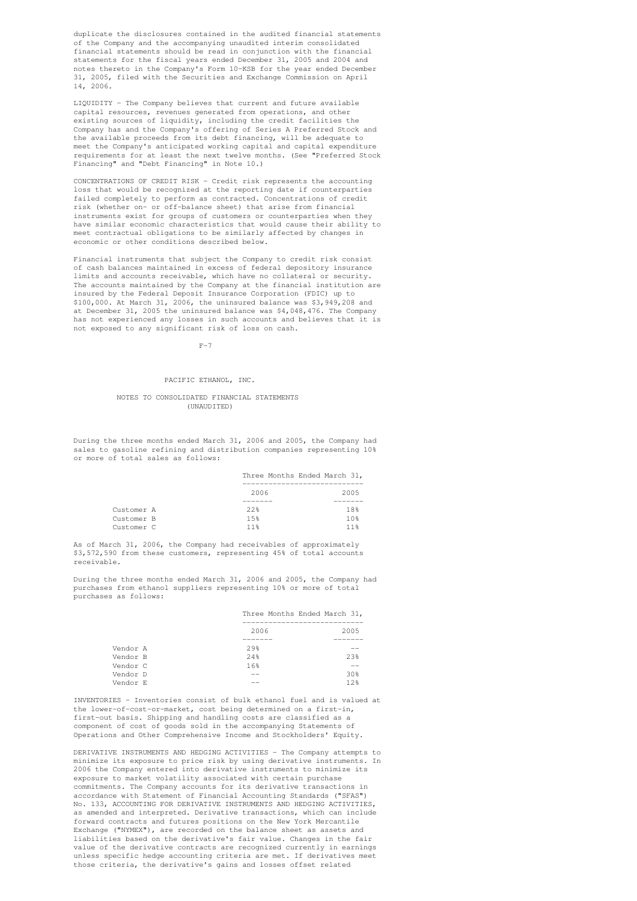duplicate the disclosures contained in the audited financial statements of the Company and the accompanying unaudited interim consolidated financial statements should be read in conjunction with the financial statements for the fiscal years ended December 31, 2005 and 2004 and notes thereto in the Company's Form 10-KSB for the year ended December 31, 2005, filed with the Securities and Exchange Commission on April 14, 2006.

LIQUIDITY - The Company believes that current and future available capital resources, revenues generated from operations, and other existing sources of liquidity, including the credit facilities the Company has and the Company's offering of Series A Preferred Stock and the available proceeds from its debt financing, will be adequate to meet the Company's anticipated working capital and capital expenditure requirements for at least the next twelve months. (See "Preferred Stock Financing" and "Debt Financing" in Note 10.)

CONCENTRATIONS OF CREDIT RISK - Credit risk represents the accounting loss that would be recognized at the reporting date if counterparties failed completely to perform as contracted. Concentrations of credit risk (whether on- or off-balance sheet) that arise from financial instruments exist for groups of customers or counterparties when they have similar economic characteristics that would cause their ability to meet contractual obligations to be similarly affected by changes in economic or other conditions described below.

Financial instruments that subject the Company to credit risk consist of cash balances maintained in excess of federal depository insurance limits and accounts receivable, which have no collateral or security. The accounts maintained by the Company at the financial institution are insured by the Federal Deposit Insurance Corporation (FDIC) up to $100,000. At March 31, 2006, the uninsured balance was $3,949,208 and at December 31, 2005 the uninsured balance was $4,048,476. The Company has not experienced any losses in such accounts and believes that it is not exposed to any significant risk of loss on cash.

PACIFIC ETHANOL, INC.

NOTES TO CONSOLIDATED FINANCIAL STATEMENTS (UNAUDITED)

During the three months ended March 31, 2006 and 2005, the Company had sales to gasoline refining and distribution companies representing 10% or more of total sales as follows:

| | Three Months Ended March 31, | |
|---|---|---|
| | 2006 | 2005 |
| Customer A | 22% | 18% |
| Customer B | 15% | 10% |
| Customer C | 11% | 11% |

As of March 31, 2006, the Company had receivables of approximately $3,572,590 from these customers, representing 45% of total accounts receivable.

During the three months ended March 31, 2006 and 2005, the Company had purchases from ethanol suppliers representing 10% or more of total purchases as follows:

| | Three Months Ended March 31, | |
|---|---|---|
| | 2006 | 2005 |
| Vendor A | 29% | -- |
| Vendor B | 24% | 23% |
| Vendor C | 16% | -- |
| Vendor D | -- | 30% |
| Vendor E | -- | 12% |

INVENTORIES - Inventories consist of bulk ethanol fuel and is valued at the lower-of-cost-or-market, cost being determined on a first-in, first-out basis. Shipping and handling costs are classified as a component of cost of goods sold in the accompanying Statements of Operations and Other Comprehensive Income and Stockholders' Equity.

DERIVATIVE INSTRUMENTS AND HEDGING ACTIVITIES - The Company attempts to minimize its exposure to price risk by using derivative instruments. In 2006 the Company entered into derivative instruments to minimize its exposure to market volatility associated with certain purchase commitments. The Company accounts for its derivative transactions in accordance with Statement of Financial Accounting Standards ("SFAS") No. 133, ACCOUNTING FOR DERIVATIVE INSTRUMENTS AND HEDGING ACTIVITIES, as amended and interpreted. Derivative transactions, which can include forward contracts and futures positions on the New York Mercantile Exchange ("NYMEX"), are recorded on the balance sheet as assets and liabilities based on the derivative's fair value. Changes in the fair value of the derivative contracts are recognized currently in earnings unless specific hedge accounting criteria are met. If derivatives meet those criteria, the derivative's gains and losses offset related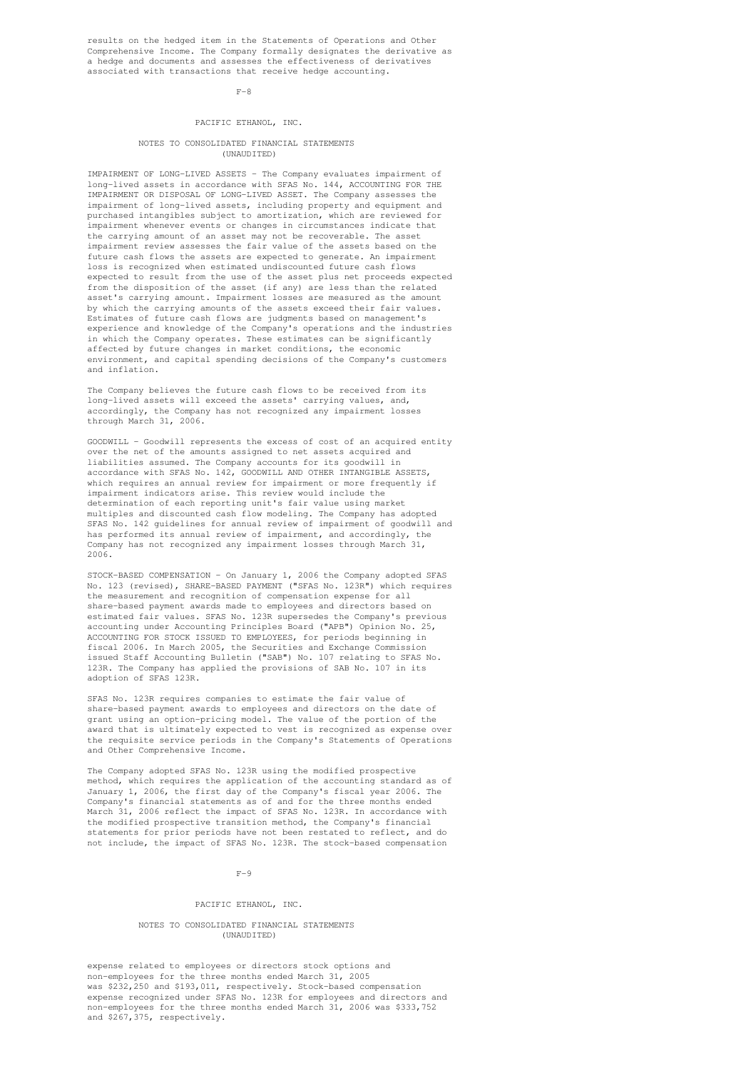results on the hedged item in the Statements of Operations and Other Comprehensive Income. The Company formally designates the derivative as a hedge and documents and assesses the effectiveness of derivatives associated with transactions that receive hedge accounting.

PACIFIC ETHANOL, INC.

NOTES TO CONSOLIDATED FINANCIAL STATEMENTS (UNAUDITED)

IMPAIRMENT OF LONG-LIVED ASSETS - The Company evaluates impairment of long-lived assets in accordance with SFAS No. 144, ACCOUNTING FOR THE IMPAIRMENT OR DISPOSAL OF LONG-LIVED ASSET. The Company assesses the impairment of long-lived assets, including property and equipment and purchased intangibles subject to amortization, which are reviewed for impairment whenever events or changes in circumstances indicate that the carrying amount of an asset may not be recoverable. The asset impairment review assesses the fair value of the assets based on the future cash flows the assets are expected to generate. An impairment loss is recognized when estimated undiscounted future cash flows expected to result from the use of the asset plus net proceeds expected from the disposition of the asset (if any) are less than the related asset's carrying amount. Impairment losses are measured as the amount by which the carrying amounts of the assets exceed their fair values. Estimates of future cash flows are judgments based on management's experience and knowledge of the Company's operations and the industries in which the Company operates. These estimates can be significantly affected by future changes in market conditions, the economic environment, and capital spending decisions of the Company's customers and inflation.

The Company believes the future cash flows to be received from its long-lived assets will exceed the assets' carrying values, and, accordingly, the Company has not recognized any impairment losses through March 31, 2006.

GOODWILL - Goodwill represents the excess of cost of an acquired entity over the net of the amounts assigned to net assets acquired and liabilities assumed. The Company accounts for its goodwill in accordance with SFAS No. 142, GOODWILL AND OTHER INTANGIBLE ASSETS, which requires an annual review for impairment or more frequently if impairment indicators arise. This review would include the determination of each reporting unit's fair value using market multiples and discounted cash flow modeling. The Company has adopted SFAS No. 142 guidelines for annual review of impairment of goodwill and has performed its annual review of impairment, and accordingly, the Company has not recognized any impairment losses through March 31, 2006.

STOCK-BASED COMPENSATION - On January 1, 2006 the Company adopted SFAS No. 123 (revised), SHARE-BASED PAYMENT ("SFAS No. 123R") which requires the measurement and recognition of compensation expense for all share-based payment awards made to employees and directors based on estimated fair values. SFAS No. 123R supersedes the Company's previous accounting under Accounting Principles Board ("APB") Opinion No. 25, ACCOUNTING FOR STOCK ISSUED TO EMPLOYEES, for periods beginning in fiscal 2006. In March 2005, the Securities and Exchange Commission issued Staff Accounting Bulletin ("SAB") No. 107 relating to SFAS No. 123R. The Company has applied the provisions of SAB No. 107 in its adoption of SFAS 123R.

SFAS No. 123R requires companies to estimate the fair value of share-based payment awards to employees and directors on the date of grant using an option-pricing model. The value of the portion of the award that is ultimately expected to vest is recognized as expense over the requisite service periods in the Company's Statements of Operations and Other Comprehensive Income.

The Company adopted SFAS No. 123R using the modified prospective method, which requires the application of the accounting standard as of January 1, 2006, the first day of the Company's fiscal year 2006. The Company's financial statements as of and for the three months ended March 31, 2006 reflect the impact of SFAS No. 123R. In accordance with the modified prospective transition method, the Company's financial statements for prior periods have not been restated to reflect, and do not include, the impact of SFAS No. 123R. The stock-based compensation expense related to employees or directors stock options and non-employees for the three months ended March 31, 2005 was $232,250 and $193,011, respectively. Stock-based compensation expense recognized under SFAS No. 123R for employees and directors and non-employees for the three months ended March 31, 2006 was $333,752 and $267,375, respectively.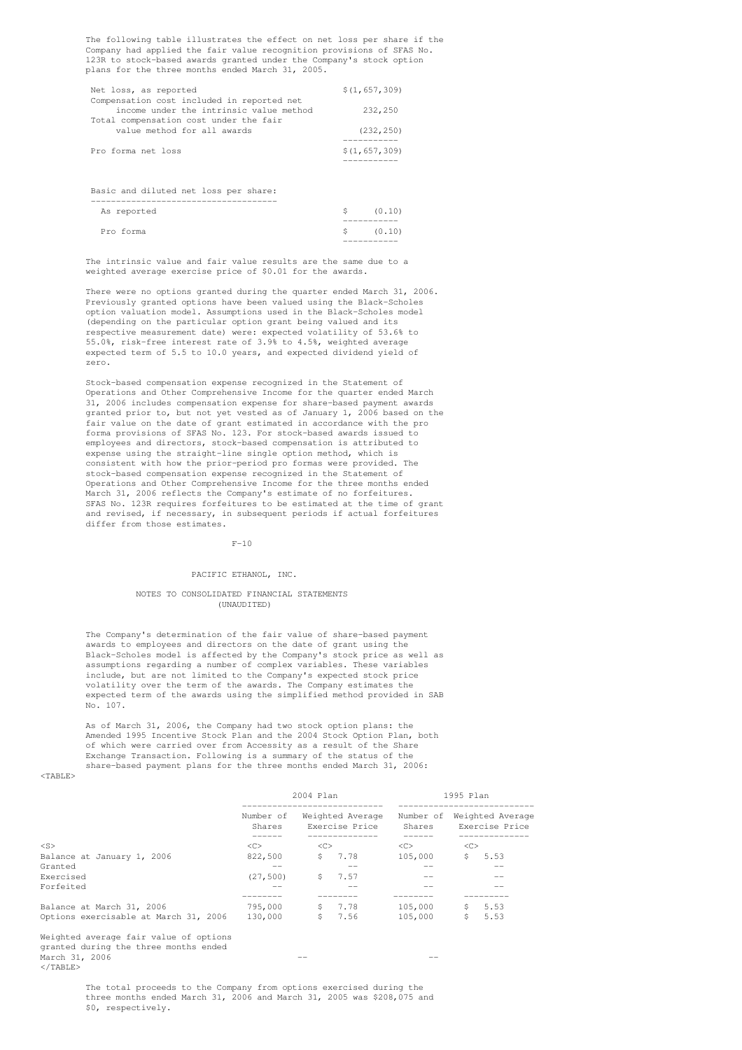The following table illustrates the effect on net loss per share if the Company had applied the fair value recognition provisions of SFAS No. 123R to stock-based awards granted under the Company's stock option plans for the three months ended March 31, 2005.

| | |
|---|---|
| Net loss, as reported | $(1,657,309) |
| Compensation cost included in reported net income under the intrinsic value method | 232,250 |
| Total compensation cost under the fair value method for all awards | (232,250) |
| Pro forma net loss | $(1,657,309) |
| **Basic and diluted net loss per share:** | |
| As reported | $ (0.10) |
| Pro forma | $ (0.10) |

The intrinsic value and fair value results are the same due to a weighted average exercise price of $0.01 for the awards.

There were no options granted during the quarter ended March 31, 2006. Previously granted options have been valued using the Black-Scholes option valuation model. Assumptions used in the Black-Scholes model (depending on the particular option grant being valued and its respective measurement date) were: expected volatility of 53.6% to 55.0%, risk-free interest rate of 3.9% to 4.5%, weighted average expected term of 5.5 to 10.0 years, and expected dividend yield of zero.

Stock-based compensation expense recognized in the Statement of Operations and Other Comprehensive Income for the quarter ended March 31, 2006 includes compensation expense for share-based payment awards granted prior to, but not yet vested as of January 1, 2006 based on the fair value on the date of grant estimated in accordance with the pro forma provisions of SFAS No. 123. For stock-based awards issued to employees and directors, stock-based compensation is attributed to expense using the straight-line single option method, which is consistent with how the prior-period pro formas were provided. The stock-based compensation expense recognized in the Statement of Operations and Other Comprehensive Income for the three months ended March 31, 2006 reflects the Company's estimate of no forfeitures. SFAS No. 123R requires forfeitures to be estimated at the time of grant and revised, if necessary, in subsequent periods if actual forfeitures differ from those estimates.

PACIFIC ETHANOL, INC.

NOTES TO CONSOLIDATED FINANCIAL STATEMENTS (UNAUDITED)

The Company's determination of the fair value of share-based payment awards to employees and directors on the date of grant using the Black-Scholes model is affected by the Company's stock price as well as assumptions regarding a number of complex variables. These variables include, but are not limited to the Company's expected stock price volatility over the term of the awards. The Company estimates the expected term of the awards using the simplified method provided in SAB No. 107.

As of March 31, 2006, the Company had two stock option plans: the Amended 1995 Incentive Stock Plan and the 2004 Stock Option Plan, both of which were carried over from Accessity as a result of the Share Exchange Transaction. Following is a summary of the status of the share-based payment plans for the three months ended March 31, 2006:

| | 2004 Plan | | 1995 Plan | |
|---|---|---|---|---|
| | Number of Shares | Weighted Average Exercise Price | Number of Shares | Weighted Average Exercise Price |
| Balance at January 1, 2006 | 822,500 | $ 7.78 | 105,000 | $ 5.53 |
| Granted | -- | -- | -- | -- |
| Exercised | (27,500) | $ 7.57 | -- | -- |
| Forfeited | -- | -- | -- | -- |
| Balance at March 31, 2006 | 795,000 | $ 7.78 | 105,000 | $ 5.53 |
| Options exercisable at March 31, 2006 | 130,000 | $ 7.56 | 105,000 | $ 5.53 |
| Weighted average fair value of options granted during the three months ended March 31, 2006 | | -- | | -- |

The total proceeds to the Company from options exercised during the three months ended March 31, 2006 and March 31, 2005 was $208,075 and $0, respectively.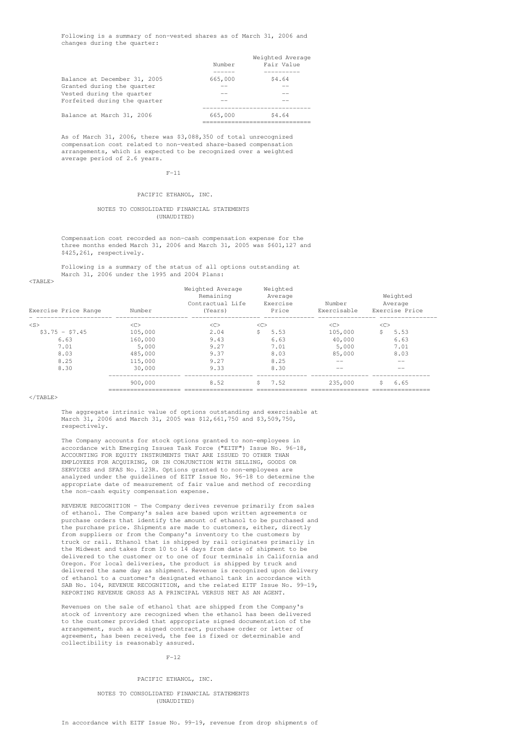Following is a summary of non-vested shares as of March 31, 2006 and changes during the quarter:

| | Number | Weighted Average Fair Value |
|---|---|---|
| Balance at December 31, 2005 | 665,000 | $4.64 |
| Granted during the quarter | -- | -- |
| Vested during the quarter | -- | -- |
| Forfeited during the quarter | -- | -- |
| Balance at March 31, 2006 | 665,000 | $4.64 |

As of March 31, 2006, there was $3,088,350 of total unrecognized compensation cost related to non-vested share-based compensation arrangements, which is expected to be recognized over a weighted average period of 2.6 years.

PACIFIC ETHANOL, INC.

NOTES TO CONSOLIDATED FINANCIAL STATEMENTS
(UNAUDITED)

Compensation cost recorded as non-cash compensation expense for the three months ended March 31, 2006 and March 31, 2005 was $601,127 and $425,261, respectively.

Following is a summary of the status of all options outstanding at March 31, 2006 under the 1995 and 2004 Plans:

| Exercise Price Range | Number | Weighted Average Remaining Contractual Life (Years) | Weighted Average Exercise Price | Number Exercisable | Weighted Average Exercise Price |
|---|---|---|---|---|---|
| $3.75 - $7.45 | 105,000 | 2.04 | $ 5.53 | 105,000 | $ 5.53 |
| 6.63 | 160,000 | 9.43 | 6.63 | 40,000 | 6.63 |
| 7.01 | 5,000 | 9.27 | 7.01 | 5,000 | 7.01 |
| 8.03 | 485,000 | 9.37 | 8.03 | 85,000 | 8.03 |
| 8.25 | 115,000 | 9.27 | 8.25 | -- | -- |
| 8.30 | 30,000 | 9.33 | 8.30 | -- | -- |
| | 900,000 | 8.52 | $ 7.52 | 235,000 | $ 6.65 |

The aggregate intrinsic value of options outstanding and exercisable at March 31, 2006 and March 31, 2005 was $12,661,750 and $3,509,750, respectively.

The Company accounts for stock options granted to non-employees in accordance with Emerging Issues Task Force ("EITF") Issue No. 96-18, ACCOUNTING FOR EQUITY INSTRUMENTS THAT ARE ISSUED TO OTHER THAN EMPLOYEES FOR ACQUIRING, OR IN CONJUNCTION WITH SELLING, GOODS OR SERVICES and SFAS No. 123R. Options granted to non-employees are analyzed under the guidelines of EITF Issue No. 96-18 to determine the appropriate date of measurement of fair value and method of recording the non-cash equity compensation expense.

REVENUE RECOGNITION - The Company derives revenue primarily from sales of ethanol. The Company's sales are based upon written agreements or purchase orders that identify the amount of ethanol to be purchased and the purchase price. Shipments are made to customers, either, directly from suppliers or from the Company's inventory to the customers by truck or rail. Ethanol that is shipped by rail originates primarily in the Midwest and takes from 10 to 14 days from date of shipment to be delivered to the customer or to one of four terminals in California and Oregon. For local deliveries, the product is shipped by truck and delivered the same day as shipment. Revenue is recognized upon delivery of ethanol to a customer's designated ethanol tank in accordance with SAB No. 104, REVENUE RECOGNITION, and the related EITF Issue No. 99-19, REPORTING REVENUE GROSS AS A PRINCIPAL VERSUS NET AS AN AGENT.

Revenues on the sale of ethanol that are shipped from the Company's stock of inventory are recognized when the ethanol has been delivered to the customer provided that appropriate signed documentation of the arrangement, such as a signed contract, purchase order or letter of agreement, has been received, the fee is fixed or determinable and collectibility is reasonably assured.

PACIFIC ETHANOL, INC.

NOTES TO CONSOLIDATED FINANCIAL STATEMENTS
(UNAUDITED)

In accordance with EITF Issue No. 99-19, revenue from drop shipments of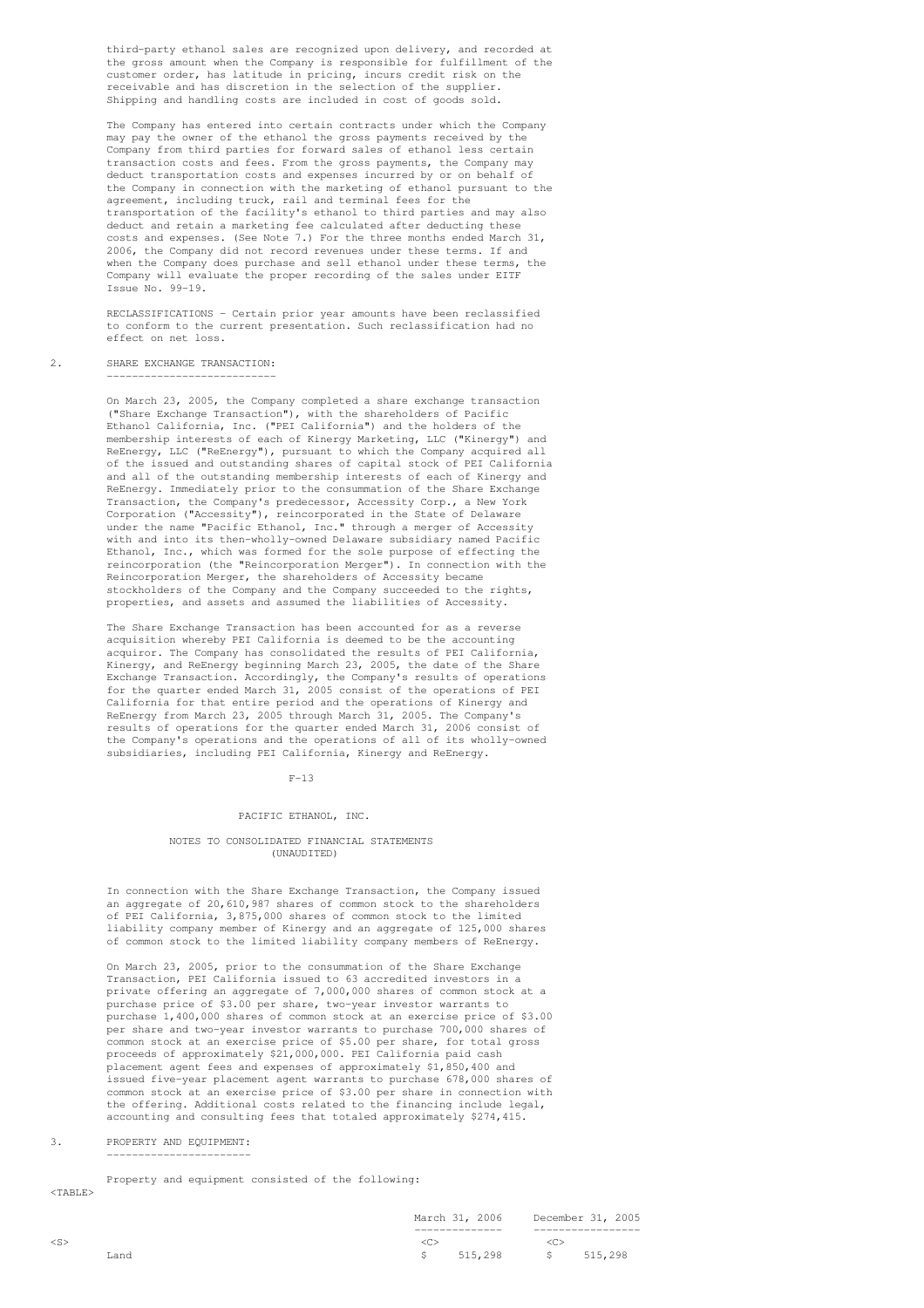third-party ethanol sales are recognized upon delivery, and recorded at the gross amount when the Company is responsible for fulfillment of the customer order, has latitude in pricing, incurs credit risk on the receivable and has discretion in the selection of the supplier. Shipping and handling costs are included in cost of goods sold.

The Company has entered into certain contracts under which the Company may pay the owner of the ethanol the gross payments received by the Company from third parties for forward sales of ethanol less certain transaction costs and fees. From the gross payments, the Company may deduct transportation costs and expenses incurred by or on behalf of the Company in connection with the marketing of ethanol pursuant to the agreement, including truck, rail and terminal fees for the transportation of the facility's ethanol to third parties and may also deduct and retain a marketing fee calculated after deducting these costs and expenses. (See Note 7.) For the three months ended March 31, 2006, the Company did not record revenues under these terms. If and when the Company does purchase and sell ethanol under these terms, the Company will evaluate the proper recording of the sales under EITF Issue No. 99-19.

RECLASSIFICATIONS - Certain prior year amounts have been reclassified to conform to the current presentation. Such reclassification had no effect on net loss.

## 2. SHARE EXCHANGE TRANSACTION:

On March 23, 2005, the Company completed a share exchange transaction ("Share Exchange Transaction"), with the shareholders of Pacific Ethanol California, Inc. ("PEI California") and the holders of the membership interests of each of Kinergy Marketing, LLC ("Kinergy") and ReEnergy, LLC ("ReEnergy"), pursuant to which the Company acquired all of the issued and outstanding shares of capital stock of PEI California and all of the outstanding membership interests of each of Kinergy and ReEnergy. Immediately prior to the consummation of the Share Exchange Transaction, the Company's predecessor, Accessity Corp., a New York Corporation ("Accessity"), reincorporated in the State of Delaware under the name "Pacific Ethanol, Inc." through a merger of Accessity with and into its then-wholly-owned Delaware subsidiary named Pacific Ethanol, Inc., which was formed for the sole purpose of effecting the reincorporation (the "Reincorporation Merger"). In connection with the Reincorporation Merger, the shareholders of Accessity became stockholders of the Company and the Company succeeded to the rights, properties, and assets and assumed the liabilities of Accessity.

The Share Exchange Transaction has been accounted for as a reverse acquisition whereby PEI California is deemed to be the accounting acquiror. The Company has consolidated the results of PEI California, Kinergy, and ReEnergy beginning March 23, 2005, the date of the Share Exchange Transaction. Accordingly, the Company's results of operations for the quarter ended March 31, 2005 consist of the operations of PEI California for that entire period and the operations of Kinergy and ReEnergy from March 23, 2005 through March 31, 2005. The Company's results of operations for the quarter ended March 31, 2006 consist of the Company's operations and the operations of all of its wholly-owned subsidiaries, including PEI California, Kinergy and ReEnergy.

PACIFIC ETHANOL, INC.

NOTES TO CONSOLIDATED FINANCIAL STATEMENTS (UNAUDITED)

In connection with the Share Exchange Transaction, the Company issued an aggregate of 20,610,987 shares of common stock to the shareholders of PEI California, 3,875,000 shares of common stock to the limited liability company member of Kinergy and an aggregate of 125,000 shares of common stock to the limited liability company members of ReEnergy.

On March 23, 2005, prior to the consummation of the Share Exchange Transaction, PEI California issued to 63 accredited investors in a private offering an aggregate of 7,000,000 shares of common stock at a purchase price of $3.00 per share, two-year investor warrants to purchase 1,400,000 shares of common stock at an exercise price of $3.00 per share and two-year investor warrants to purchase 700,000 shares of common stock at an exercise price of $5.00 per share, for total gross proceeds of approximately $21,000,000. PEI California paid cash placement agent fees and expenses of approximately $1,850,400 and issued five-year placement agent warrants to purchase 678,000 shares of common stock at an exercise price of $3.00 per share in connection with the offering. Additional costs related to the financing include legal, accounting and consulting fees that totaled approximately $274,415.

## 3. PROPERTY AND EQUIPMENT:

Property and equipment consisted of the following:

| | March 31, 2006 | December 31, 2005 |
|---|---|---|
| Land | $ 515,298 | $ 515,298 |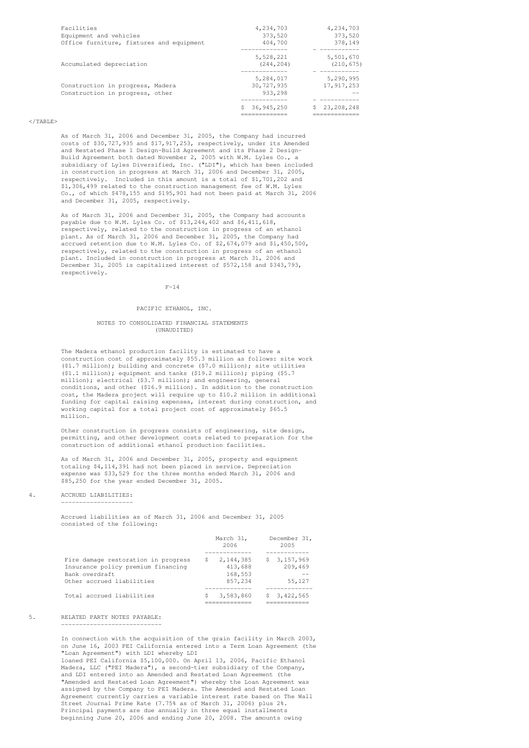|  |  |  |
|---|---|---|
| Facilities | 4,234,703 | 4,234,703 |
| Equipment and vehicles | 373,520 | 373,520 |
| Office furniture, fixtures and equipment | 404,700 | 378,149 |
|  | 5,528,221 | 5,501,670 |
| Accumulated depreciation | (244,204) | (210,675) |
|  | 5,284,017 | 5,290,995 |
| Construction in progress, Madera | 30,727,935 | 17,917,253 |
| Construction in progress, other | 933,298 | -- |
|  | $ 36,945,250 | $ 23,208,248 |

As of March 31, 2006 and December 31, 2005, the Company had incurred costs of $30,727,935 and $17,917,253, respectively, under its Amended and Restated Phase 1 Design-Build Agreement and its Phase 2 Design-Build Agreement both dated November 2, 2005 with W.M. Lyles Co., a subsidiary of Lyles Diversified, Inc. ("LDI"), which has been included in construction in progress at March 31, 2006 and December 31, 2005, respectively. Included in this amount is a total of $1,701,202 and $1,306,499 related to the construction management fee of W.M. Lyles Co., of which $478,155 and $195,901 had not been paid at March 31, 2006 and December 31, 2005, respectively.

As of March 31, 2006 and December 31, 2005, the Company had accounts payable due to W.M. Lyles Co. of $13,244,402 and $6,411,618, respectively, related to the construction in progress of an ethanol plant. As of March 31, 2006 and December 31, 2005, the Company had accrued retention due to W.M. Lyles Co. of $2,674,079 and $1,450,500, respectively, related to the construction in progress of an ethanol plant. Included in construction in progress at March 31, 2006 and December 31, 2005 is capitalized interest of $572,158 and $343,793, respectively.

PACIFIC ETHANOL, INC.

NOTES TO CONSOLIDATED FINANCIAL STATEMENTS
(UNAUDITED)

The Madera ethanol production facility is estimated to have a construction cost of approximately $55.3 million as follows: site work ($1.7 million); building and concrete ($7.0 million); site utilities ($1.1 million); equipment and tanks ($19.2 million); piping ($5.7 million); electrical ($3.7 million); and engineering, general conditions, and other ($16.9 million). In addition to the construction cost, the Madera project will require up to $10.2 million in additional funding for capital raising expenses, interest during construction, and working capital for a total project cost of approximately $65.5 million.

Other construction in progress consists of engineering, site design, permitting, and other development costs related to preparation for the construction of additional ethanol production facilities.

As of March 31, 2006 and December 31, 2005, property and equipment totaling $4,114,391 had not been placed in service. Depreciation expense was $33,529 for the three months ended March 31, 2006 and $85,250 for the year ended December 31, 2005.

## 4. ACCRUED LIABILITIES:

Accrued liabilities as of March 31, 2006 and December 31, 2005 consisted of the following:

|  | March 31, 2006 | December 31, 2005 |
|---|---|---|
| Fire damage restoration in progress | $ 2,144,385 | $ 3,157,969 |
| Insurance policy premium financing | 413,688 | 209,469 |
| Bank overdraft | 168,553 | -- |
| Other accrued liabilities | 857,234 | 55,127 |
| Total accrued liabilities | $ 3,583,860 | $ 3,422,565 |

## 5. RELATED PARTY NOTES PAYABLE:

In connection with the acquisition of the grain facility in March 2003, on June 16, 2003 PEI California entered into a Term Loan Agreement (the "Loan Agreement") with LDI whereby LDI loaned PEI California $5,100,000. On April 13, 2006, Pacific Ethanol Madera, LLC ("PEI Madera"), a second-tier subsidiary of the Company, and LDI entered into an Amended and Restated Loan Agreement (the "Amended and Restated Loan Agreement") whereby the Loan Agreement was assigned by the Company to PEI Madera. The Amended and Restated Loan Agreement currently carries a variable interest rate based on The Wall Street Journal Prime Rate (7.75% as of March 31, 2006) plus 2%. Principal payments are due annually in three equal installments beginning June 20, 2006 and ending June 20, 2008. The amounts owing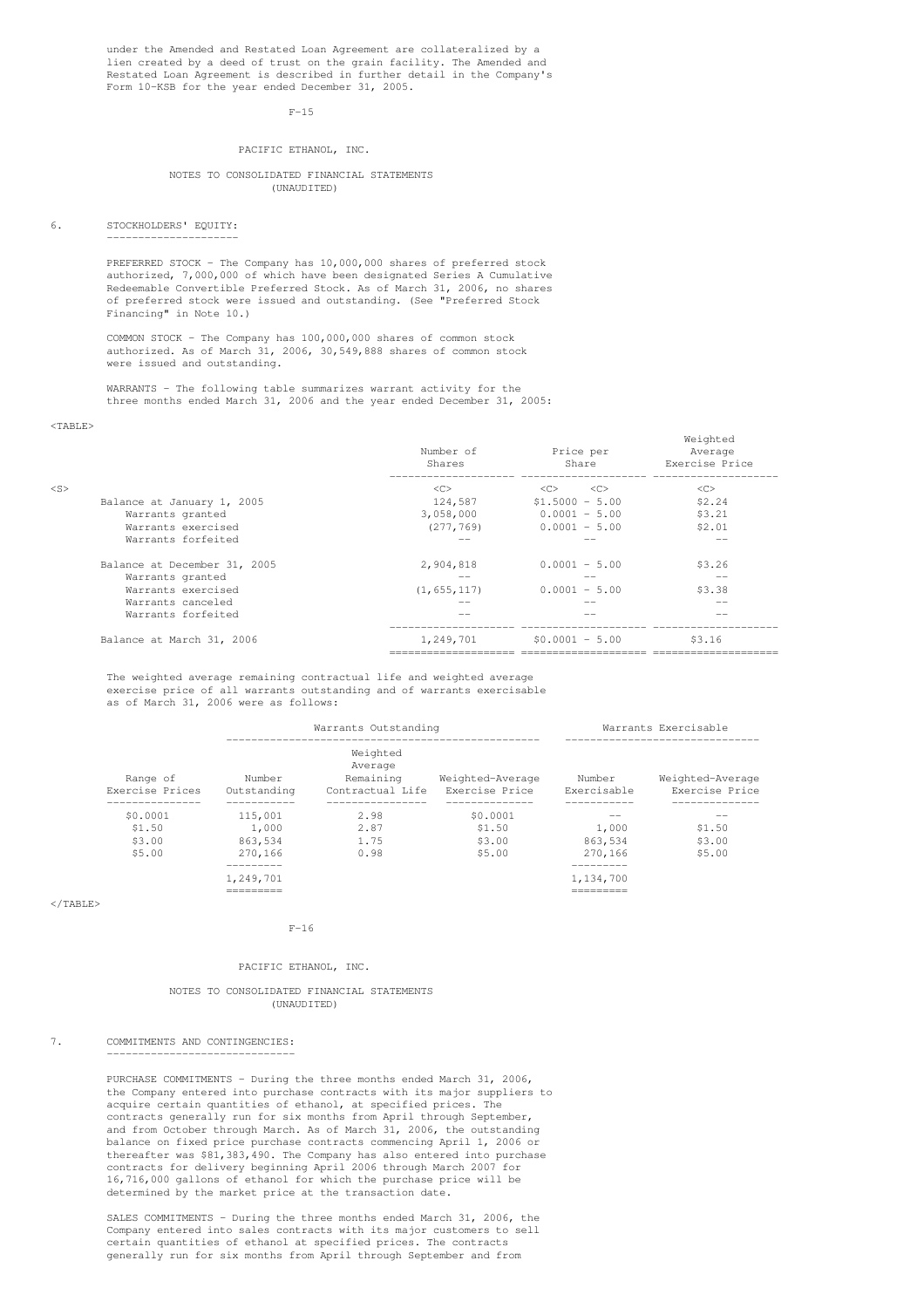under the Amended and Restated Loan Agreement are collateralized by a lien created by a deed of trust on the grain facility. The Amended and Restated Loan Agreement is described in further detail in the Company's Form 10-KSB for the year ended December 31, 2005.

PACIFIC ETHANOL, INC.

NOTES TO CONSOLIDATED FINANCIAL STATEMENTS (UNAUDITED)

## 6. STOCKHOLDERS' EQUITY:

PREFERRED STOCK - The Company has 10,000,000 shares of preferred stock authorized, 7,000,000 of which have been designated Series A Cumulative Redeemable Convertible Preferred Stock. As of March 31, 2006, no shares of preferred stock were issued and outstanding. (See "Preferred Stock Financing" in Note 10.)

COMMON STOCK - The Company has 100,000,000 shares of common stock authorized. As of March 31, 2006, 30,549,888 shares of common stock were issued and outstanding.

WARRANTS - The following table summarizes warrant activity for the three months ended March 31, 2006 and the year ended December 31, 2005:

| | Number of Shares | Price per Share | Weighted Average Exercise Price |
|---|---|---|---|
| Balance at January 1, 2005 | 124,587 | $1.5000 - 5.00 | $2.24 |
| Warrants granted | 3,058,000 | 0.0001 - 5.00 | $3.21 |
| Warrants exercised | (277,769) | 0.0001 - 5.00 | $2.01 |
| Warrants forfeited | -- | -- | -- |
| Balance at December 31, 2005 | 2,904,818 | 0.0001 - 5.00 | $3.26 |
| Warrants granted | -- | -- | -- |
| Warrants exercised | (1,655,117) | 0.0001 - 5.00 | $3.38 |
| Warrants canceled | -- | -- | -- |
| Warrants forfeited | -- | -- | -- |
| Balance at March 31, 2006 | 1,249,701 | $0.0001 - 5.00 | $3.16 |

The weighted average remaining contractual life and weighted average exercise price of all warrants outstanding and of warrants exercisable as of March 31, 2006 were as follows:

| | Warrants Outstanding | | | Warrants Exercisable | |
|---|---|---|---|---|---|
| Range of Exercise Prices | Number Outstanding | Weighted Average Remaining Contractual Life | Weighted-Average Exercise Price | Number Exercisable | Weighted-Average Exercise Price |
| $0.0001 | 115,001 | 2.98 | $0.0001 | -- | -- |
| $1.50 | 1,000 | 2.87 | $1.50 | 1,000 | $1.50 |
| $3.00 | 863,534 | 1.75 | $3.00 | 863,534 | $3.00 |
| $5.00 | 270,166 | 0.98 | $5.00 | 270,166 | $5.00 |
| | 1,249,701 | | | 1,134,700 | |

PACIFIC ETHANOL, INC.

NOTES TO CONSOLIDATED FINANCIAL STATEMENTS (UNAUDITED)

## 7. COMMITMENTS AND CONTINGENCIES:

PURCHASE COMMITMENTS - During the three months ended March 31, 2006, the Company entered into purchase contracts with its major suppliers to acquire certain quantities of ethanol, at specified prices. The contracts generally run for six months from April through September, and from October through March. As of March 31, 2006, the outstanding balance on fixed price purchase contracts commencing April 1, 2006 or thereafter was $81,383,490. The Company has also entered into purchase contracts for delivery beginning April 2006 through March 2007 for 16,716,000 gallons of ethanol for which the purchase price will be determined by the market price at the transaction date.

SALES COMMITMENTS - During the three months ended March 31, 2006, the Company entered into sales contracts with its major customers to sell certain quantities of ethanol at specified prices. The contracts generally run for six months from April through September and from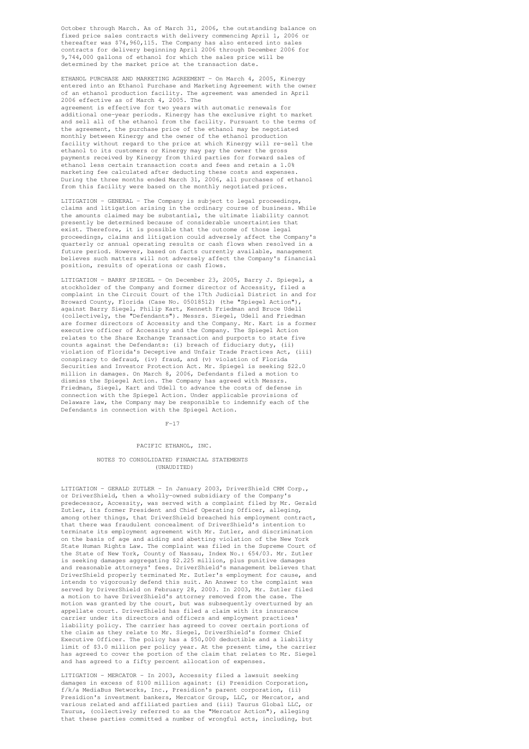October through March. As of March 31, 2006, the outstanding balance on fixed price sales contracts with delivery commencing April 1, 2006 or thereafter was $74,960,115. The Company has also entered into sales contracts for delivery beginning April 2006 through December 2006 for 9,744,000 gallons of ethanol for which the sales price will be determined by the market price at the transaction date.

ETHANOL PURCHASE AND MARKETING AGREEMENT - On March 4, 2005, Kinergy entered into an Ethanol Purchase and Marketing Agreement with the owner of an ethanol production facility. The agreement was amended in April 2006 effective as of March 4, 2005. The agreement is effective for two years with automatic renewals for additional one-year periods. Kinergy has the exclusive right to market and sell all of the ethanol from the facility. Pursuant to the terms of the agreement, the purchase price of the ethanol may be negotiated monthly between Kinergy and the owner of the ethanol production facility without regard to the price at which Kinergy will re-sell the ethanol to its customers or Kinergy may pay the owner the gross payments received by Kinergy from third parties for forward sales of ethanol less certain transaction costs and fees and retain a 1.0% marketing fee calculated after deducting these costs and expenses. During the three months ended March 31, 2006, all purchases of ethanol from this facility were based on the monthly negotiated prices.

LITIGATION - GENERAL - The Company is subject to legal proceedings, claims and litigation arising in the ordinary course of business. While the amounts claimed may be substantial, the ultimate liability cannot presently be determined because of considerable uncertainties that exist. Therefore, it is possible that the outcome of those legal proceedings, claims and litigation could adversely affect the Company's quarterly or annual operating results or cash flows when resolved in a future period. However, based on facts currently available, management believes such matters will not adversely affect the Company's financial position, results of operations or cash flows.

LITIGATION - BARRY SPIEGEL - On December 23, 2005, Barry J. Spiegel, a stockholder of the Company and former director of Accessity, filed a complaint in the Circuit Court of the 17th Judicial District in and for Broward County, Florida (Case No. 05018512) (the "Spiegel Action"), against Barry Siegel, Philip Kart, Kenneth Friedman and Bruce Udell (collectively, the "Defendants"). Messrs. Siegel, Udell and Friedman are former directors of Accessity and the Company. Mr. Kart is a former executive officer of Accessity and the Company. The Spiegel Action relates to the Share Exchange Transaction and purports to state five counts against the Defendants: (i) breach of fiduciary duty, (ii) violation of Florida's Deceptive and Unfair Trade Practices Act, (iii) conspiracy to defraud, (iv) fraud, and (v) violation of Florida Securities and Investor Protection Act. Mr. Spiegel is seeking $22.0 million in damages. On March 8, 2006, Defendants filed a motion to dismiss the Spiegel Action. The Company has agreed with Messrs. Friedman, Siegel, Kart and Udell to advance the costs of defense in connection with the Spiegel Action. Under applicable provisions of Delaware law, the Company may be responsible to indemnify each of the Defendants in connection with the Spiegel Action.

PACIFIC ETHANOL, INC.

NOTES TO CONSOLIDATED FINANCIAL STATEMENTS (UNAUDITED)

LITIGATION - GERALD ZUTLER - In January 2003, DriverShield CRM Corp., or DriverShield, then a wholly-owned subsidiary of the Company's predecessor, Accessity, was served with a complaint filed by Mr. Gerald Zutler, its former President and Chief Operating Officer, alleging, among other things, that DriverShield breached his employment contract, that there was fraudulent concealment of DriverShield's intention to terminate its employment agreement with Mr. Zutler, and discrimination on the basis of age and aiding and abetting violation of the New York State Human Rights Law. The complaint was filed in the Supreme Court of the State of New York, County of Nassau, Index No.: 654/03. Mr. Zutler is seeking damages aggregating $2.225 million, plus punitive damages and reasonable attorneys' fees. DriverShield's management believes that DriverShield properly terminated Mr. Zutler's employment for cause, and intends to vigorously defend this suit. An Answer to the complaint was served by DriverShield on February 28, 2003. In 2003, Mr. Zutler filed a motion to have DriverShield's attorney removed from the case. The motion was granted by the court, but was subsequently overturned by an appellate court. DriverShield has filed a claim with its insurance carrier under its directors and officers and employment practices' liability policy. The carrier has agreed to cover certain portions of the claim as they relate to Mr. Siegel, DriverShield's former Chief Executive Officer. The policy has a $50,000 deductible and a liability limit of $3.0 million per policy year. At the present time, the carrier has agreed to cover the portion of the claim that relates to Mr. Siegel and has agreed to a fifty percent allocation of expenses.

LITIGATION - MERCATOR - In 2003, Accessity filed a lawsuit seeking damages in excess of $100 million against: (i) Presidion Corporation, f/k/a MediaBus Networks, Inc., Presidion's parent corporation, (ii) Presidion's investment bankers, Mercator Group, LLC, or Mercator, and various related and affiliated parties and (iii) Taurus Global LLC, or Taurus, (collectively referred to as the "Mercator Action"), alleging that these parties committed a number of wrongful acts, including, but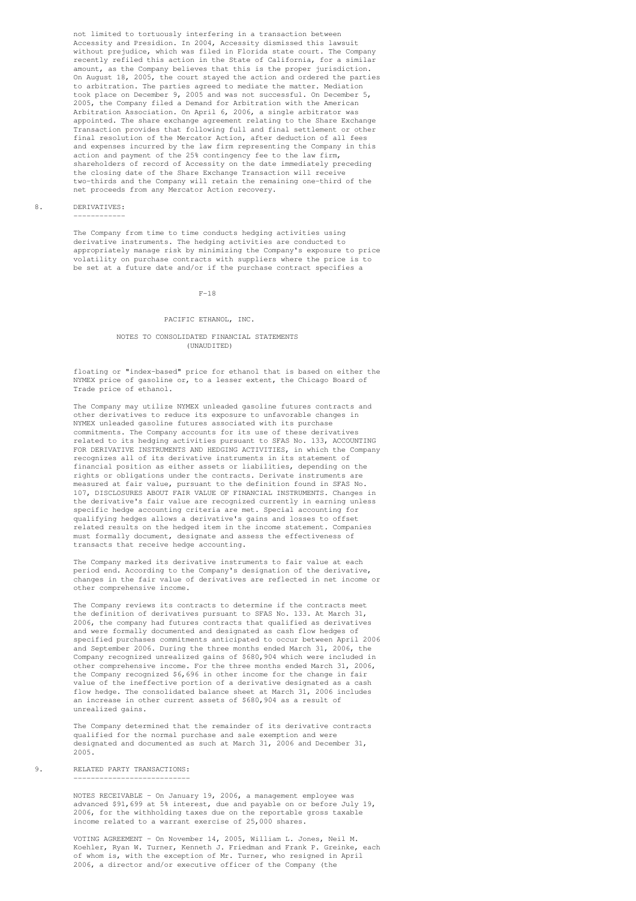not limited to tortuously interfering in a transaction between Accessity and Presidion. In 2004, Accessity dismissed this lawsuit without prejudice, which was filed in Florida state court. The Company recently refiled this action in the State of California, for a similar amount, as the Company believes that this is the proper jurisdiction. On August 18, 2005, the court stayed the action and ordered the parties to arbitration. The parties agreed to mediate the matter. Mediation took place on December 9, 2005 and was not successful. On December 5, 2005, the Company filed a Demand for Arbitration with the American Arbitration Association. On April 6, 2006, a single arbitrator was appointed. The share exchange agreement relating to the Share Exchange Transaction provides that following full and final settlement or other final resolution of the Mercator Action, after deduction of all fees and expenses incurred by the law firm representing the Company in this action and payment of the 25% contingency fee to the law firm, shareholders of record of Accessity on the date immediately preceding the closing date of the Share Exchange Transaction will receive two-thirds and the Company will retain the remaining one-third of the net proceeds from any Mercator Action recovery.

## 8. DERIVATIVES:

The Company from time to time conducts hedging activities using derivative instruments. The hedging activities are conducted to appropriately manage risk by minimizing the Company's exposure to price volatility on purchase contracts with suppliers where the price is to be set at a future date and/or if the purchase contract specifies a floating or "index-based" price for ethanol that is based on either the NYMEX price of gasoline or, to a lesser extent, the Chicago Board of Trade price of ethanol.

The Company may utilize NYMEX unleaded gasoline futures contracts and other derivatives to reduce its exposure to unfavorable changes in NYMEX unleaded gasoline futures associated with its purchase commitments. The Company accounts for its use of these derivatives related to its hedging activities pursuant to SFAS No. 133, ACCOUNTING FOR DERIVATIVE INSTRUMENTS AND HEDGING ACTIVITIES, in which the Company recognizes all of its derivative instruments in its statement of financial position as either assets or liabilities, depending on the rights or obligations under the contracts. Derivate instruments are measured at fair value, pursuant to the definition found in SFAS No. 107, DISCLOSURES ABOUT FAIR VALUE OF FINANCIAL INSTRUMENTS. Changes in the derivative's fair value are recognized currently in earning unless specific hedge accounting criteria are met. Special accounting for qualifying hedges allows a derivative's gains and losses to offset related results on the hedged item in the income statement. Companies must formally document, designate and assess the effectiveness of transacts that receive hedge accounting.

The Company marked its derivative instruments to fair value at each period end. According to the Company's designation of the derivative, changes in the fair value of derivatives are reflected in net income or other comprehensive income.

The Company reviews its contracts to determine if the contracts meet the definition of derivatives pursuant to SFAS No. 133. At March 31, 2006, the company had futures contracts that qualified as derivatives and were formally documented and designated as cash flow hedges of specified purchases commitments anticipated to occur between April 2006 and September 2006. During the three months ended March 31, 2006, the Company recognized unrealized gains of $680,904 which were included in other comprehensive income. For the three months ended March 31, 2006, the Company recognized $6,696 in other income for the change in fair value of the ineffective portion of a derivative designated as a cash flow hedge. The consolidated balance sheet at March 31, 2006 includes an increase in other current assets of $680,904 as a result of unrealized gains.

The Company determined that the remainder of its derivative contracts qualified for the normal purchase and sale exemption and were designated and documented as such at March 31, 2006 and December 31, 2005.

## 9. RELATED PARTY TRANSACTIONS:

NOTES RECEIVABLE - On January 19, 2006, a management employee was advanced $91,699 at 5% interest, due and payable on or before July 19, 2006, for the withholding taxes due on the reportable gross taxable income related to a warrant exercise of 25,000 shares.

VOTING AGREEMENT - On November 14, 2005, William L. Jones, Neil M. Koehler, Ryan W. Turner, Kenneth J. Friedman and Frank P. Greinke, each of whom is, with the exception of Mr. Turner, who resigned in April 2006, a director and/or executive officer of the Company (the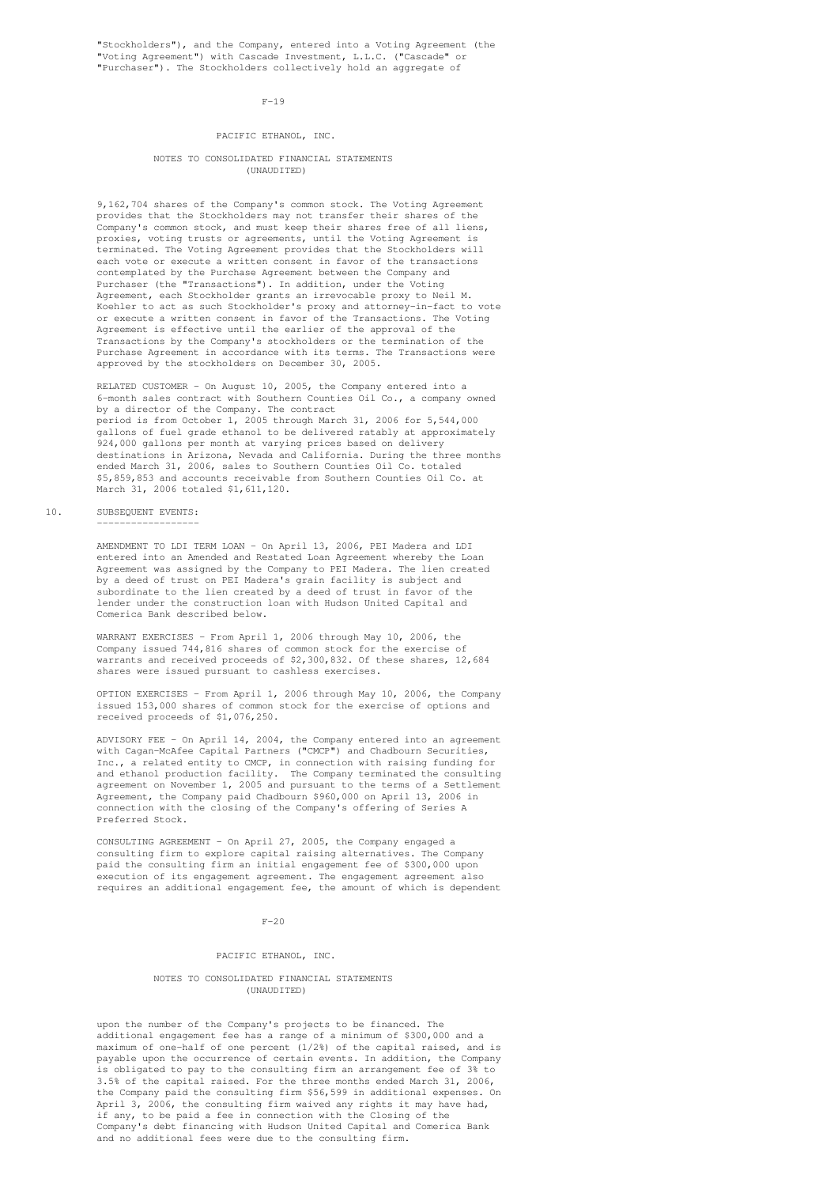"Stockholders"), and the Company, entered into a Voting Agreement (the "Voting Agreement") with Cascade Investment, L.L.C. ("Cascade" or "Purchaser"). The Stockholders collectively hold an aggregate of 9,162,704 shares of the Company's common stock. The Voting Agreement provides that the Stockholders may not transfer their shares of the Company's common stock, and must keep their shares free of all liens, proxies, voting trusts or agreements, until the Voting Agreement is terminated. The Voting Agreement provides that the Stockholders will each vote or execute a written consent in favor of the transactions contemplated by the Purchase Agreement between the Company and Purchaser (the "Transactions"). In addition, under the Voting Agreement, each Stockholder grants an irrevocable proxy to Neil M. Koehler to act as such Stockholder's proxy and attorney-in-fact to vote or execute a written consent in favor of the Transactions. The Voting Agreement is effective until the earlier of the approval of the Transactions by the Company's stockholders or the termination of the Purchase Agreement in accordance with its terms. The Transactions were approved by the stockholders on December 30, 2005.

RELATED CUSTOMER - On August 10, 2005, the Company entered into a 6-month sales contract with Southern Counties Oil Co., a company owned by a director of the Company. The contract period is from October 1, 2005 through March 31, 2006 for 5,544,000 gallons of fuel grade ethanol to be delivered ratably at approximately 924,000 gallons per month at varying prices based on delivery destinations in Arizona, Nevada and California. During the three months ended March 31, 2006, sales to Southern Counties Oil Co. totaled $5,859,853 and accounts receivable from Southern Counties Oil Co. at March 31, 2006 totaled $1,611,120.

## 10. SUBSEQUENT EVENTS:

AMENDMENT TO LDI TERM LOAN - On April 13, 2006, PEI Madera and LDI entered into an Amended and Restated Loan Agreement whereby the Loan Agreement was assigned by the Company to PEI Madera. The lien created by a deed of trust on PEI Madera's grain facility is subject and subordinate to the lien created by a deed of trust in favor of the lender under the construction loan with Hudson United Capital and Comerica Bank described below.

WARRANT EXERCISES - From April 1, 2006 through May 10, 2006, the Company issued 744,816 shares of common stock for the exercise of warrants and received proceeds of $2,300,832. Of these shares, 12,684 shares were issued pursuant to cashless exercises.

OPTION EXERCISES - From April 1, 2006 through May 10, 2006, the Company issued 153,000 shares of common stock for the exercise of options and received proceeds of $1,076,250.

ADVISORY FEE - On April 14, 2004, the Company entered into an agreement with Cagan-McAfee Capital Partners ("CMCP") and Chadbourn Securities, Inc., a related entity to CMCP, in connection with raising funding for and ethanol production facility. The Company terminated the consulting agreement on November 1, 2005 and pursuant to the terms of a Settlement Agreement, the Company paid Chadbourn $960,000 on April 13, 2006 in connection with the closing of the Company's offering of Series A Preferred Stock.

CONSULTING AGREEMENT - On April 27, 2005, the Company engaged a consulting firm to explore capital raising alternatives. The Company paid the consulting firm an initial engagement fee of $300,000 upon execution of its engagement agreement. The engagement agreement also requires an additional engagement fee, the amount of which is dependent upon the number of the Company's projects to be financed. The additional engagement fee has a range of a minimum of $300,000 and a maximum of one-half of one percent (1/2%) of the capital raised, and is payable upon the occurrence of certain events. In addition, the Company is obligated to pay to the consulting firm an arrangement fee of 3% to 3.5% of the capital raised. For the three months ended March 31, 2006, the Company paid the consulting firm $56,599 in additional expenses. On April 3, 2006, the consulting firm waived any rights it may have had, if any, to be paid a fee in connection with the Closing of the Company's debt financing with Hudson United Capital and Comerica Bank and no additional fees were due to the consulting firm.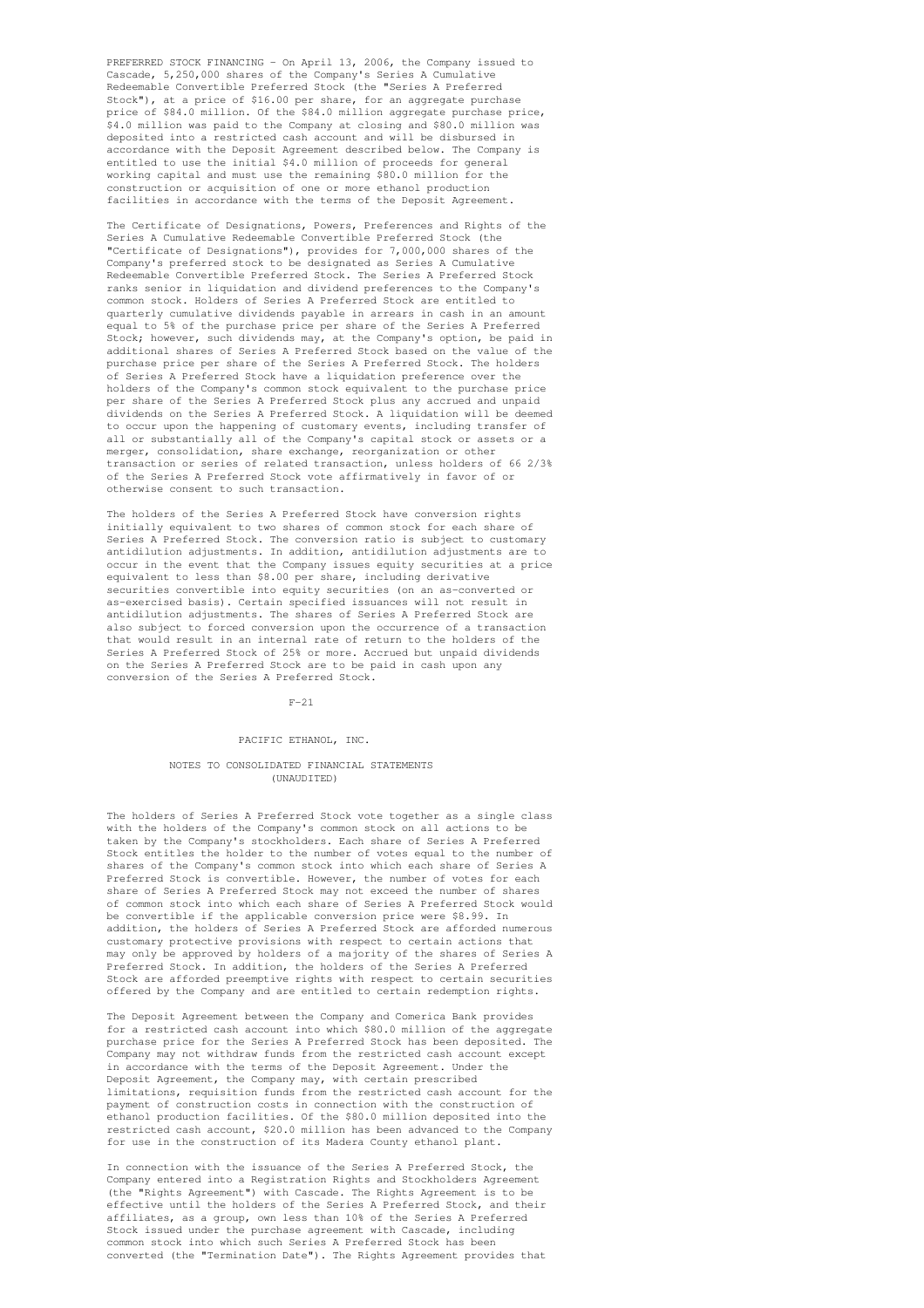PREFERRED STOCK FINANCING - On April 13, 2006, the Company issued to Cascade, 5,250,000 shares of the Company's Series A Cumulative Redeemable Convertible Preferred Stock (the "Series A Preferred Stock"), at a price of $16.00 per share, for an aggregate purchase price of $84.0 million. Of the $84.0 million aggregate purchase price, $4.0 million was paid to the Company at closing and $80.0 million was deposited into a restricted cash account and will be disbursed in accordance with the Deposit Agreement described below. The Company is entitled to use the initial $4.0 million of proceeds for general working capital and must use the remaining $80.0 million for the construction or acquisition of one or more ethanol production facilities in accordance with the terms of the Deposit Agreement.

The Certificate of Designations, Powers, Preferences and Rights of the Series A Cumulative Redeemable Convertible Preferred Stock (the "Certificate of Designations"), provides for 7,000,000 shares of the Company's preferred stock to be designated as Series A Cumulative Redeemable Convertible Preferred Stock. The Series A Preferred Stock ranks senior in liquidation and dividend preferences to the Company's common stock. Holders of Series A Preferred Stock are entitled to quarterly cumulative dividends payable in arrears in cash in an amount equal to 5% of the purchase price per share of the Series A Preferred Stock; however, such dividends may, at the Company's option, be paid in additional shares of Series A Preferred Stock based on the value of the purchase price per share of the Series A Preferred Stock. The holders of Series A Preferred Stock have a liquidation preference over the holders of the Company's common stock equivalent to the purchase price per share of the Series A Preferred Stock plus any accrued and unpaid dividends on the Series A Preferred Stock. A liquidation will be deemed to occur upon the happening of customary events, including transfer of all or substantially all of the Company's capital stock or assets or a merger, consolidation, share exchange, reorganization or other transaction or series of related transaction, unless holders of 66 2/3% of the Series A Preferred Stock vote affirmatively in favor of or otherwise consent to such transaction.

The holders of the Series A Preferred Stock have conversion rights initially equivalent to two shares of common stock for each share of Series A Preferred Stock. The conversion ratio is subject to customary antidilution adjustments. In addition, antidilution adjustments are to occur in the event that the Company issues equity securities at a price equivalent to less than $8.00 per share, including derivative securities convertible into equity securities (on an as-converted or as-exercised basis). Certain specified issuances will not result in antidilution adjustments. The shares of Series A Preferred Stock are also subject to forced conversion upon the occurrence of a transaction that would result in an internal rate of return to the holders of the Series A Preferred Stock of 25% or more. Accrued but unpaid dividends on the Series A Preferred Stock are to be paid in cash upon any conversion of the Series A Preferred Stock.

PACIFIC ETHANOL, INC.

NOTES TO CONSOLIDATED FINANCIAL STATEMENTS (UNAUDITED)

The holders of Series A Preferred Stock vote together as a single class with the holders of the Company's common stock on all actions to be taken by the Company's stockholders. Each share of Series A Preferred Stock entitles the holder to the number of votes equal to the number of shares of the Company's common stock into which each share of Series A Preferred Stock is convertible. However, the number of votes for each share of Series A Preferred Stock may not exceed the number of shares of common stock into which each share of Series A Preferred Stock would be convertible if the applicable conversion price were $8.99. In addition, the holders of Series A Preferred Stock are afforded numerous customary protective provisions with respect to certain actions that may only be approved by holders of a majority of the shares of Series A Preferred Stock. In addition, the holders of the Series A Preferred Stock are afforded preemptive rights with respect to certain securities offered by the Company and are entitled to certain redemption rights.

The Deposit Agreement between the Company and Comerica Bank provides for a restricted cash account into which $80.0 million of the aggregate purchase price for the Series A Preferred Stock has been deposited. The Company may not withdraw funds from the restricted cash account except in accordance with the terms of the Deposit Agreement. Under the Deposit Agreement, the Company may, with certain prescribed limitations, requisition funds from the restricted cash account for the payment of construction costs in connection with the construction of ethanol production facilities. Of the $80.0 million deposited into the restricted cash account, $20.0 million has been advanced to the Company for use in the construction of its Madera County ethanol plant.

In connection with the issuance of the Series A Preferred Stock, the Company entered into a Registration Rights and Stockholders Agreement (the "Rights Agreement") with Cascade. The Rights Agreement is to be effective until the holders of the Series A Preferred Stock, and their affiliates, as a group, own less than 10% of the Series A Preferred Stock issued under the purchase agreement with Cascade, including common stock into which such Series A Preferred Stock has been converted (the "Termination Date"). The Rights Agreement provides that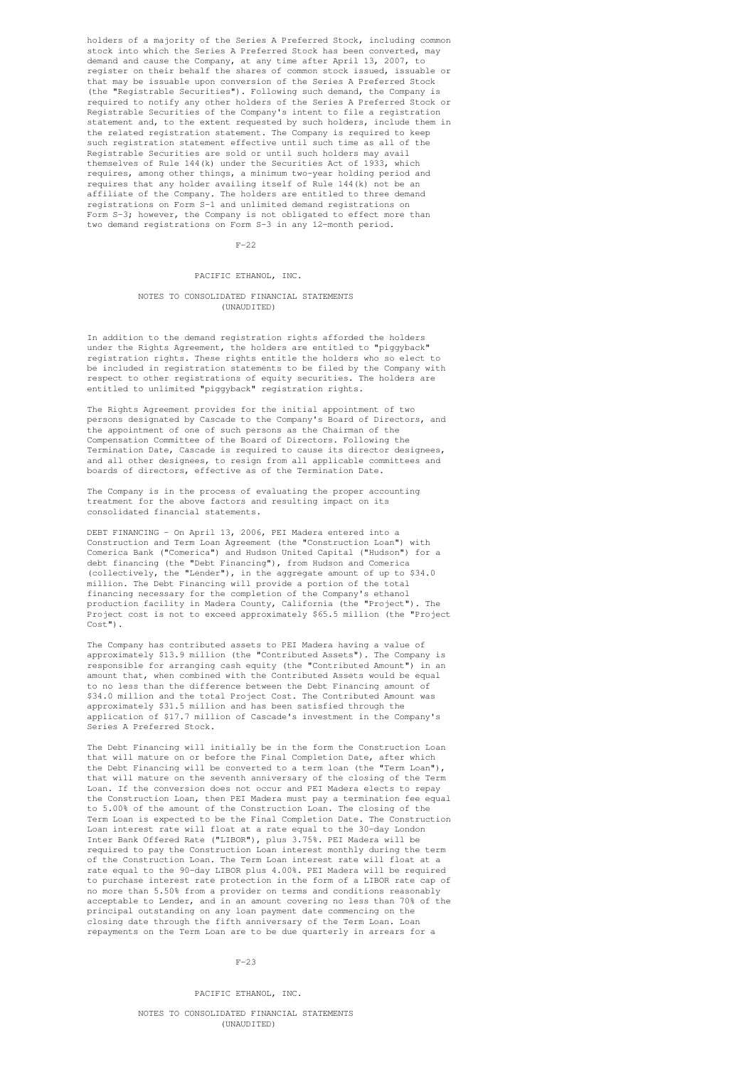holders of a majority of the Series A Preferred Stock, including common stock into which the Series A Preferred Stock has been converted, may demand and cause the Company, at any time after April 13, 2007, to register on their behalf the shares of common stock issued, issuable or that may be issuable upon conversion of the Series A Preferred Stock (the "Registrable Securities"). Following such demand, the Company is required to notify any other holders of the Series A Preferred Stock or Registrable Securities of the Company's intent to file a registration statement and, to the extent requested by such holders, include them in the related registration statement. The Company is required to keep such registration statement effective until such time as all of the Registrable Securities are sold or until such holders may avail themselves of Rule 144(k) under the Securities Act of 1933, which requires, among other things, a minimum two-year holding period and requires that any holder availing itself of Rule 144(k) not be an affiliate of the Company. The holders are entitled to three demand registrations on Form S-1 and unlimited demand registrations on Form S-3; however, the Company is not obligated to effect more than two demand registrations on Form S-3 in any 12-month period.

PACIFIC ETHANOL, INC.

NOTES TO CONSOLIDATED FINANCIAL STATEMENTS
(UNAUDITED)

In addition to the demand registration rights afforded the holders under the Rights Agreement, the holders are entitled to "piggyback" registration rights. These rights entitle the holders who so elect to be included in registration statements to be filed by the Company with respect to other registrations of equity securities. The holders are entitled to unlimited "piggyback" registration rights.

The Rights Agreement provides for the initial appointment of two persons designated by Cascade to the Company's Board of Directors, and the appointment of one of such persons as the Chairman of the Compensation Committee of the Board of Directors. Following the Termination Date, Cascade is required to cause its director designees, and all other designees, to resign from all applicable committees and boards of directors, effective as of the Termination Date.

The Company is in the process of evaluating the proper accounting treatment for the above factors and resulting impact on its consolidated financial statements.

DEBT FINANCING - On April 13, 2006, PEI Madera entered into a Construction and Term Loan Agreement (the "Construction Loan") with Comerica Bank ("Comerica") and Hudson United Capital ("Hudson") for a debt financing (the "Debt Financing"), from Hudson and Comerica (collectively, the "Lender"), in the aggregate amount of up to $34.0 million. The Debt Financing will provide a portion of the total financing necessary for the completion of the Company's ethanol production facility in Madera County, California (the "Project"). The Project cost is not to exceed approximately $65.5 million (the "Project Cost").

The Company has contributed assets to PEI Madera having a value of approximately $13.9 million (the "Contributed Assets"). The Company is responsible for arranging cash equity (the "Contributed Amount") in an amount that, when combined with the Contributed Assets would be equal to no less than the difference between the Debt Financing amount of $34.0 million and the total Project Cost. The Contributed Amount was approximately $31.5 million and has been satisfied through the application of $17.7 million of Cascade's investment in the Company's Series A Preferred Stock.

The Debt Financing will initially be in the form the Construction Loan that will mature on or before the Final Completion Date, after which the Debt Financing will be converted to a term loan (the "Term Loan"), that will mature on the seventh anniversary of the closing of the Term Loan. If the conversion does not occur and PEI Madera elects to repay the Construction Loan, then PEI Madera must pay a termination fee equal to 5.00% of the amount of the Construction Loan. The closing of the Term Loan is expected to be the Final Completion Date. The Construction Loan interest rate will float at a rate equal to the 30-day London Inter Bank Offered Rate ("LIBOR"), plus 3.75%. PEI Madera will be required to pay the Construction Loan interest monthly during the term of the Construction Loan. The Term Loan interest rate will float at a rate equal to the 90-day LIBOR plus 4.00%. PEI Madera will be required to purchase interest rate protection in the form of a LIBOR rate cap of no more than 5.50% from a provider on terms and conditions reasonably acceptable to Lender, and in an amount covering no less than 70% of the principal outstanding on any loan payment date commencing on the closing date through the fifth anniversary of the Term Loan. Loan repayments on the Term Loan are to be due quarterly in arrears for a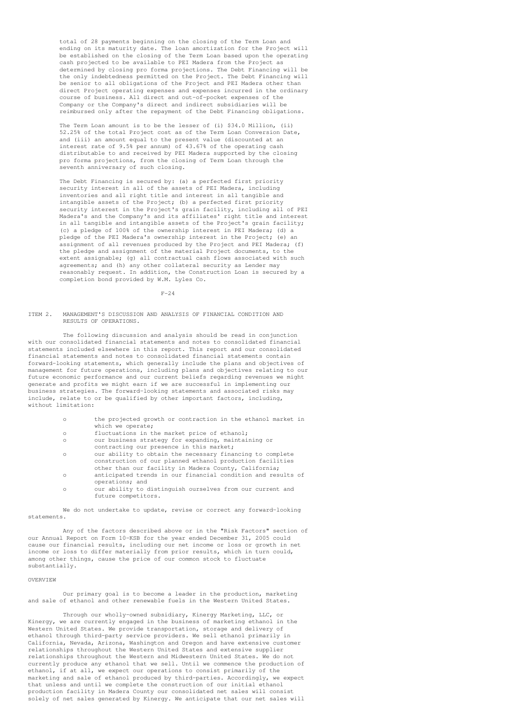total of 28 payments beginning on the closing of the Term Loan and ending on its maturity date. The loan amortization for the Project will be established on the closing of the Term Loan based upon the operating cash projected to be available to PEI Madera from the Project as determined by closing pro forma projections. The Debt Financing will be the only indebtedness permitted on the Project. The Debt Financing will be senior to all obligations of the Project and PEI Madera other than direct Project operating expenses and expenses incurred in the ordinary course of business. All direct and out-of-pocket expenses of the Company or the Company's direct and indirect subsidiaries will be reimbursed only after the repayment of the Debt Financing obligations.

The Term Loan amount is to be the lesser of (i) $34.0 Million, (ii) 52.25% of the total Project cost as of the Term Loan Conversion Date, and (iii) an amount equal to the present value (discounted at an interest rate of 9.5% per annum) of 43.67% of the operating cash distributable to and received by PEI Madera supported by the closing pro forma projections, from the closing of Term Loan through the seventh anniversary of such closing.

The Debt Financing is secured by: (a) a perfected first priority security interest in all of the assets of PEI Madera, including inventories and all right title and interest in all tangible and intangible assets of the Project; (b) a perfected first priority security interest in the Project's grain facility, including all of PEI Madera's and the Company's and its affiliates' right title and interest in all tangible and intangible assets of the Project's grain facility; (c) a pledge of 100% of the ownership interest in PEI Madera; (d) a pledge of the PEI Madera's ownership interest in the Project; (e) an assignment of all revenues produced by the Project and PEI Madera; (f) the pledge and assignment of the material Project documents, to the extent assignable; (g) all contractual cash flows associated with such agreements; and (h) any other collateral security as Lender may reasonably request. In addition, the Construction Loan is secured by a completion bond provided by W.M. Lyles Co.

## ITEM 2. MANAGEMENT'S DISCUSSION AND ANALYSIS OF FINANCIAL CONDITION AND RESULTS OF OPERATIONS.

The following discussion and analysis should be read in conjunction with our consolidated financial statements and notes to consolidated financial statements included elsewhere in this report. This report and our consolidated financial statements and notes to consolidated financial statements contain forward-looking statements, which generally include the plans and objectives of management for future operations, including plans and objectives relating to our future economic performance and our current beliefs regarding revenues we might generate and profits we might earn if we are successful in implementing our business strategies. The forward-looking statements and associated risks may include, relate to or be qualified by other important factors, including, without limitation:

- the projected growth or contraction in the ethanol market in which we operate;
- fluctuations in the market price of ethanol;
- our business strategy for expanding, maintaining or contracting our presence in this market;
- our ability to obtain the necessary financing to complete construction of our planned ethanol production facilities other than our facility in Madera County, California;
- anticipated trends in our financial condition and results of operations; and
- our ability to distinguish ourselves from our current and future competitors.

We do not undertake to update, revise or correct any forward-looking statements.

Any of the factors described above or in the "Risk Factors" section of our Annual Report on Form 10-KSB for the year ended December 31, 2005 could cause our financial results, including our net income or loss or growth in net income or loss to differ materially from prior results, which in turn could, among other things, cause the price of our common stock to fluctuate substantially.

### OVERVIEW

Our primary goal is to become a leader in the production, marketing and sale of ethanol and other renewable fuels in the Western United States.

Through our wholly-owned subsidiary, Kinergy Marketing, LLC, or Kinergy, we are currently engaged in the business of marketing ethanol in the Western United States. We provide transportation, storage and delivery of ethanol through third-party service providers. We sell ethanol primarily in California, Nevada, Arizona, Washington and Oregon and have extensive customer relationships throughout the Western United States and extensive supplier relationships throughout the Western and Midwestern United States. We do not currently produce any ethanol that we sell. Until we commence the production of ethanol, if at all, we expect our operations to consist primarily of the marketing and sale of ethanol produced by third-parties. Accordingly, we expect that unless and until we complete the construction of our initial ethanol production facility in Madera County our consolidated net sales will consist solely of net sales generated by Kinergy. We anticipate that our net sales will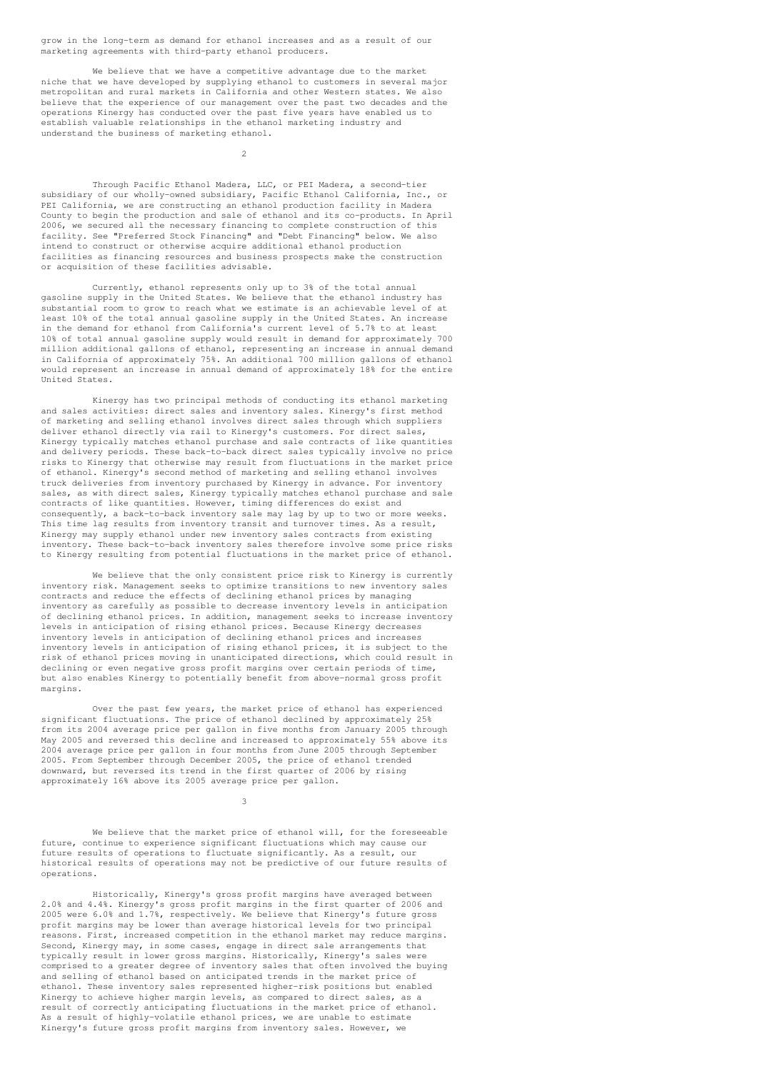grow in the long-term as demand for ethanol increases and as a result of our marketing agreements with third-party ethanol producers.

We believe that we have a competitive advantage due to the market niche that we have developed by supplying ethanol to customers in several major metropolitan and rural markets in California and other Western states. We also believe that the experience of our management over the past two decades and the operations Kinergy has conducted over the past five years have enabled us to establish valuable relationships in the ethanol marketing industry and understand the business of marketing ethanol.

Through Pacific Ethanol Madera, LLC, or PEI Madera, a second-tier subsidiary of our wholly-owned subsidiary, Pacific Ethanol California, Inc., or PEI California, we are constructing an ethanol production facility in Madera County to begin the production and sale of ethanol and its co-products. In April 2006, we secured all the necessary financing to complete construction of this facility. See "Preferred Stock Financing" and "Debt Financing" below. We also intend to construct or otherwise acquire additional ethanol production facilities as financing resources and business prospects make the construction or acquisition of these facilities advisable.

Currently, ethanol represents only up to 3% of the total annual gasoline supply in the United States. We believe that the ethanol industry has substantial room to grow to reach what we estimate is an achievable level of at least 10% of the total annual gasoline supply in the United States. An increase in the demand for ethanol from California's current level of 5.7% to at least 10% of total annual gasoline supply would result in demand for approximately 700 million additional gallons of ethanol, representing an increase in annual demand in California of approximately 75%. An additional 700 million gallons of ethanol would represent an increase in annual demand of approximately 18% for the entire United States.

Kinergy has two principal methods of conducting its ethanol marketing and sales activities: direct sales and inventory sales. Kinergy's first method of marketing and selling ethanol involves direct sales through which suppliers deliver ethanol directly via rail to Kinergy's customers. For direct sales, Kinergy typically matches ethanol purchase and sale contracts of like quantities and delivery periods. These back-to-back direct sales typically involve no price risks to Kinergy that otherwise may result from fluctuations in the market price of ethanol. Kinergy's second method of marketing and selling ethanol involves truck deliveries from inventory purchased by Kinergy in advance. For inventory sales, as with direct sales, Kinergy typically matches ethanol purchase and sale contracts of like quantities. However, timing differences do exist and consequently, a back-to-back inventory sale may lag by up to two or more weeks. This time lag results from inventory transit and turnover times. As a result, Kinergy may supply ethanol under new inventory sales contracts from existing inventory. These back-to-back inventory sales therefore involve some price risks to Kinergy resulting from potential fluctuations in the market price of ethanol.

We believe that the only consistent price risk to Kinergy is currently inventory risk. Management seeks to optimize transitions to new inventory sales contracts and reduce the effects of declining ethanol prices by managing inventory as carefully as possible to decrease inventory levels in anticipation of declining ethanol prices. In addition, management seeks to increase inventory levels in anticipation of rising ethanol prices. Because Kinergy decreases inventory levels in anticipation of declining ethanol prices and increases inventory levels in anticipation of rising ethanol prices, it is subject to the risk of ethanol prices moving in unanticipated directions, which could result in declining or even negative gross profit margins over certain periods of time, but also enables Kinergy to potentially benefit from above-normal gross profit margins.

Over the past few years, the market price of ethanol has experienced significant fluctuations. The price of ethanol declined by approximately 25% from its 2004 average price per gallon in five months from January 2005 through May 2005 and reversed this decline and increased to approximately 55% above its 2004 average price per gallon in four months from June 2005 through September 2005. From September through December 2005, the price of ethanol trended downward, but reversed its trend in the first quarter of 2006 by rising approximately 16% above its 2005 average price per gallon.

We believe that the market price of ethanol will, for the foreseeable future, continue to experience significant fluctuations which may cause our future results of operations to fluctuate significantly. As a result, our historical results of operations may not be predictive of our future results of operations.

Historically, Kinergy's gross profit margins have averaged between 2.0% and 4.4%. Kinergy's gross profit margins in the first quarter of 2006 and 2005 were 6.0% and 1.7%, respectively. We believe that Kinergy's future gross profit margins may be lower than average historical levels for two principal reasons. First, increased competition in the ethanol market may reduce margins. Second, Kinergy may, in some cases, engage in direct sale arrangements that typically result in lower gross margins. Historically, Kinergy's sales were comprised to a greater degree of inventory sales that often involved the buying and selling of ethanol based on anticipated trends in the market price of ethanol. These inventory sales represented higher-risk positions but enabled Kinergy to achieve higher margin levels, as compared to direct sales, as a result of correctly anticipating fluctuations in the market price of ethanol. As a result of highly-volatile ethanol prices, we are unable to estimate Kinergy's future gross profit margins from inventory sales. However, we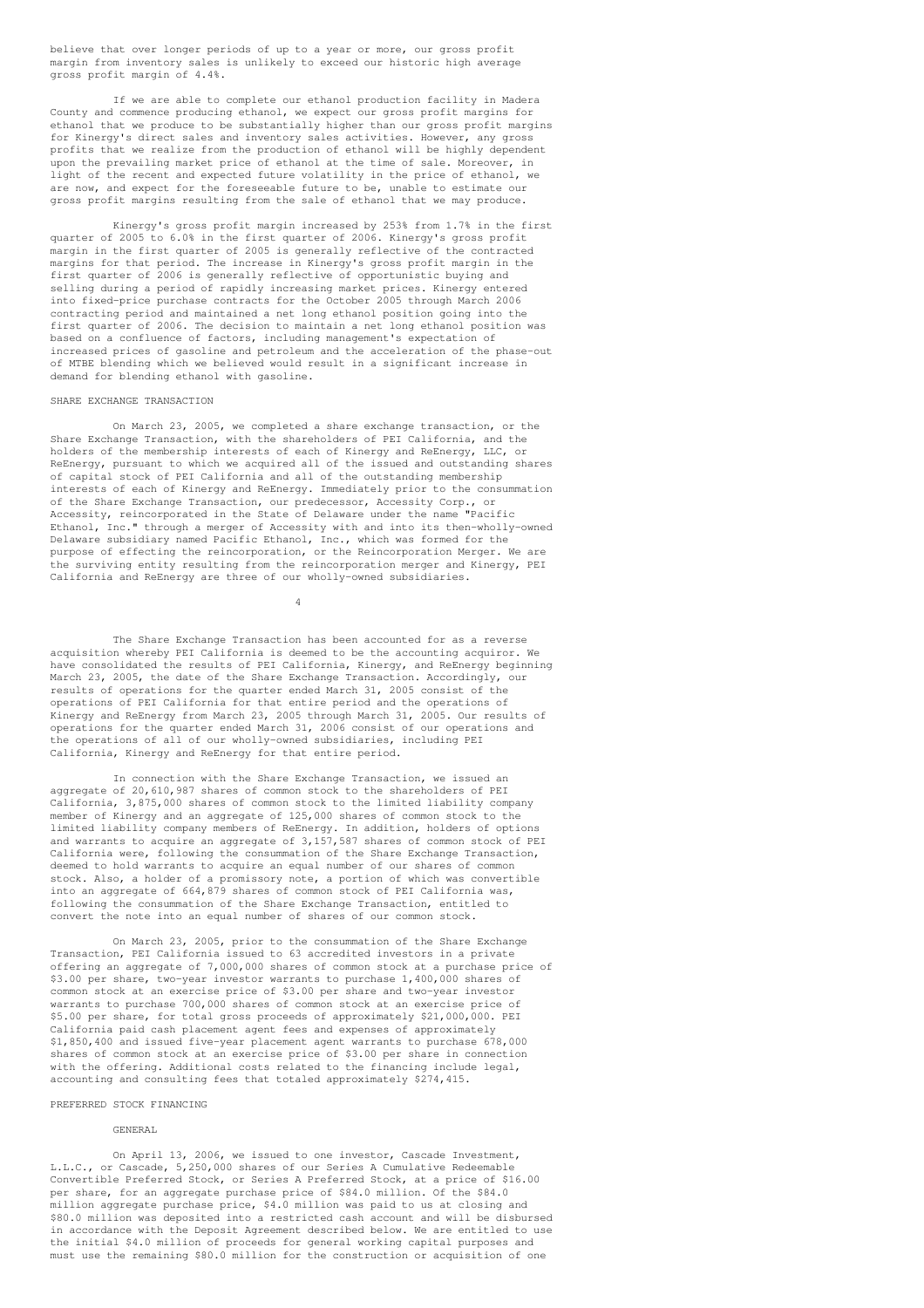believe that over longer periods of up to a year or more, our gross profit margin from inventory sales is unlikely to exceed our historic high average gross profit margin of 4.4%.

If we are able to complete our ethanol production facility in Madera County and commence producing ethanol, we expect our gross profit margins for ethanol that we produce to be substantially higher than our gross profit margins for Kinergy's direct sales and inventory sales activities. However, any gross profits that we realize from the production of ethanol will be highly dependent upon the prevailing market price of ethanol at the time of sale. Moreover, in light of the recent and expected future volatility in the price of ethanol, we are now, and expect for the foreseeable future to be, unable to estimate our gross profit margins resulting from the sale of ethanol that we may produce.

Kinergy's gross profit margin increased by 253% from 1.7% in the first quarter of 2005 to 6.0% in the first quarter of 2006. Kinergy's gross profit margin in the first quarter of 2005 is generally reflective of the contracted margins for that period. The increase in Kinergy's gross profit margin in the first quarter of 2006 is generally reflective of opportunistic buying and selling during a period of rapidly increasing market prices. Kinergy entered into fixed-price purchase contracts for the October 2005 through March 2006 contracting period and maintained a net long ethanol position going into the first quarter of 2006. The decision to maintain a net long ethanol position was based on a confluence of factors, including management's expectation of increased prices of gasoline and petroleum and the acceleration of the phase-out of MTBE blending which we believed would result in a significant increase in demand for blending ethanol with gasoline.

## SHARE EXCHANGE TRANSACTION

On March 23, 2005, we completed a share exchange transaction, or the Share Exchange Transaction, with the shareholders of PEI California, and the holders of the membership interests of each of Kinergy and ReEnergy, LLC, or ReEnergy, pursuant to which we acquired all of the issued and outstanding shares of capital stock of PEI California and all of the outstanding membership interests of each of Kinergy and ReEnergy. Immediately prior to the consummation of the Share Exchange Transaction, our predecessor, Accessity Corp., or Accessity, reincorporated in the State of Delaware under the name "Pacific Ethanol, Inc." through a merger of Accessity with and into its then-wholly-owned Delaware subsidiary named Pacific Ethanol, Inc., which was formed for the purpose of effecting the reincorporation, or the Reincorporation Merger. We are the surviving entity resulting from the reincorporation merger and Kinergy, PEI California and ReEnergy are three of our wholly-owned subsidiaries.

The Share Exchange Transaction has been accounted for as a reverse acquisition whereby PEI California is deemed to be the accounting acquiror. We have consolidated the results of PEI California, Kinergy, and ReEnergy beginning March 23, 2005, the date of the Share Exchange Transaction. Accordingly, our results of operations for the quarter ended March 31, 2005 consist of the operations of PEI California for that entire period and the operations of Kinergy and ReEnergy from March 23, 2005 through March 31, 2005. Our results of operations for the quarter ended March 31, 2006 consist of our operations and the operations of all of our wholly-owned subsidiaries, including PEI California, Kinergy and ReEnergy for that entire period.

In connection with the Share Exchange Transaction, we issued an aggregate of 20,610,987 shares of common stock to the shareholders of PEI California, 3,875,000 shares of common stock to the limited liability company member of Kinergy and an aggregate of 125,000 shares of common stock to the limited liability company members of ReEnergy. In addition, holders of options and warrants to acquire an aggregate of 3,157,587 shares of common stock of PEI California were, following the consummation of the Share Exchange Transaction, deemed to hold warrants to acquire an equal number of our shares of common stock. Also, a holder of a promissory note, a portion of which was convertible into an aggregate of 664,879 shares of common stock of PEI California was, following the consummation of the Share Exchange Transaction, entitled to convert the note into an equal number of shares of our common stock.

On March 23, 2005, prior to the consummation of the Share Exchange Transaction, PEI California issued to 63 accredited investors in a private offering an aggregate of 7,000,000 shares of common stock at a purchase price of $3.00 per share, two-year investor warrants to purchase 1,400,000 shares of common stock at an exercise price of $3.00 per share and two-year investor warrants to purchase 700,000 shares of common stock at an exercise price of $5.00 per share, for total gross proceeds of approximately $21,000,000. PEI California paid cash placement agent fees and expenses of approximately $1,850,400 and issued five-year placement agent warrants to purchase 678,000 shares of common stock at an exercise price of $3.00 per share in connection with the offering. Additional costs related to the financing include legal, accounting and consulting fees that totaled approximately $274,415.

## PREFERRED STOCK FINANCING

### GENERAL

On April 13, 2006, we issued to one investor, Cascade Investment, L.L.C., or Cascade, 5,250,000 shares of our Series A Cumulative Redeemable Convertible Preferred Stock, or Series A Preferred Stock, at a price of $16.00 per share, for an aggregate purchase price of $84.0 million. Of the $84.0 million aggregate purchase price, $4.0 million was paid to us at closing and $80.0 million was deposited into a restricted cash account and will be disbursed in accordance with the Deposit Agreement described below. We are entitled to use the initial $4.0 million of proceeds for general working capital purposes and must use the remaining $80.0 million for the construction or acquisition of one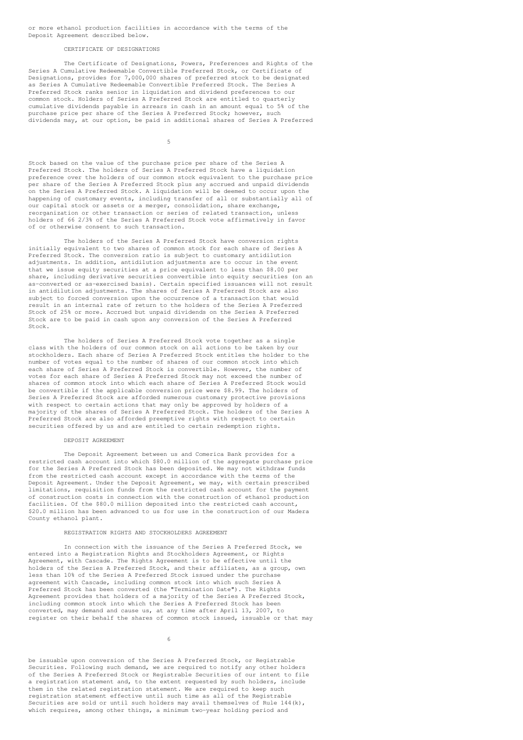or more ethanol production facilities in accordance with the terms of the Deposit Agreement described below.

### CERTIFICATE OF DESIGNATIONS

The Certificate of Designations, Powers, Preferences and Rights of the Series A Cumulative Redeemable Convertible Preferred Stock, or Certificate of Designations, provides for 7,000,000 shares of preferred stock to be designated as Series A Cumulative Redeemable Convertible Preferred Stock. The Series A Preferred Stock ranks senior in liquidation and dividend preferences to our common stock. Holders of Series A Preferred Stock are entitled to quarterly cumulative dividends payable in arrears in cash in an amount equal to 5% of the purchase price per share of the Series A Preferred Stock; however, such dividends may, at our option, be paid in additional shares of Series A Preferred Stock based on the value of the purchase price per share of the Series A Preferred Stock. The holders of Series A Preferred Stock have a liquidation preference over the holders of our common stock equivalent to the purchase price per share of the Series A Preferred Stock plus any accrued and unpaid dividends on the Series A Preferred Stock. A liquidation will be deemed to occur upon the happening of customary events, including transfer of all or substantially all of our capital stock or assets or a merger, consolidation, share exchange, reorganization or other transaction or series of related transaction, unless holders of 66 2/3% of the Series A Preferred Stock vote affirmatively in favor of or otherwise consent to such transaction.

The holders of the Series A Preferred Stock have conversion rights initially equivalent to two shares of common stock for each share of Series A Preferred Stock. The conversion ratio is subject to customary antidilution adjustments. In addition, antidilution adjustments are to occur in the event that we issue equity securities at a price equivalent to less than $8.00 per share, including derivative securities convertible into equity securities (on an as-converted or as-exercised basis). Certain specified issuances will not result in antidilution adjustments. The shares of Series A Preferred Stock are also subject to forced conversion upon the occurrence of a transaction that would result in an internal rate of return to the holders of the Series A Preferred Stock of 25% or more. Accrued but unpaid dividends on the Series A Preferred Stock are to be paid in cash upon any conversion of the Series A Preferred Stock.

The holders of Series A Preferred Stock vote together as a single class with the holders of our common stock on all actions to be taken by our stockholders. Each share of Series A Preferred Stock entitles the holder to the number of votes equal to the number of shares of our common stock into which each share of Series A Preferred Stock is convertible. However, the number of votes for each share of Series A Preferred Stock may not exceed the number of shares of common stock into which each share of Series A Preferred Stock would be convertible if the applicable conversion price were $8.99. The holders of Series A Preferred Stock are afforded numerous customary protective provisions with respect to certain actions that may only be approved by holders of a majority of the shares of Series A Preferred Stock. The holders of the Series A Preferred Stock are also afforded preemptive rights with respect to certain securities offered by us and are entitled to certain redemption rights.

### DEPOSIT AGREEMENT

The Deposit Agreement between us and Comerica Bank provides for a restricted cash account into which $80.0 million of the aggregate purchase price for the Series A Preferred Stock has been deposited. We may not withdraw funds from the restricted cash account except in accordance with the terms of the Deposit Agreement. Under the Deposit Agreement, we may, with certain prescribed limitations, requisition funds from the restricted cash account for the payment of construction costs in connection with the construction of ethanol production facilities. Of the $80.0 million deposited into the restricted cash account, $20.0 million has been advanced to us for use in the construction of our Madera County ethanol plant.

### REGISTRATION RIGHTS AND STOCKHOLDERS AGREEMENT

In connection with the issuance of the Series A Preferred Stock, we entered into a Registration Rights and Stockholders Agreement, or Rights Agreement, with Cascade. The Rights Agreement is to be effective until the holders of the Series A Preferred Stock, and their affiliates, as a group, own less than 10% of the Series A Preferred Stock issued under the purchase agreement with Cascade, including common stock into which such Series A Preferred Stock has been converted (the "Termination Date"). The Rights Agreement provides that holders of a majority of the Series A Preferred Stock, including common stock into which the Series A Preferred Stock has been converted, may demand and cause us, at any time after April 13, 2007, to register on their behalf the shares of common stock issued, issuable or that may be issuable upon conversion of the Series A Preferred Stock, or Registrable Securities. Following such demand, we are required to notify any other holders of the Series A Preferred Stock or Registrable Securities of our intent to file a registration statement and, to the extent requested by such holders, include them in the related registration statement. We are required to keep such registration statement effective until such time as all of the Registrable Securities are sold or until such holders may avail themselves of Rule 144(k), which requires, among other things, a minimum two-year holding period and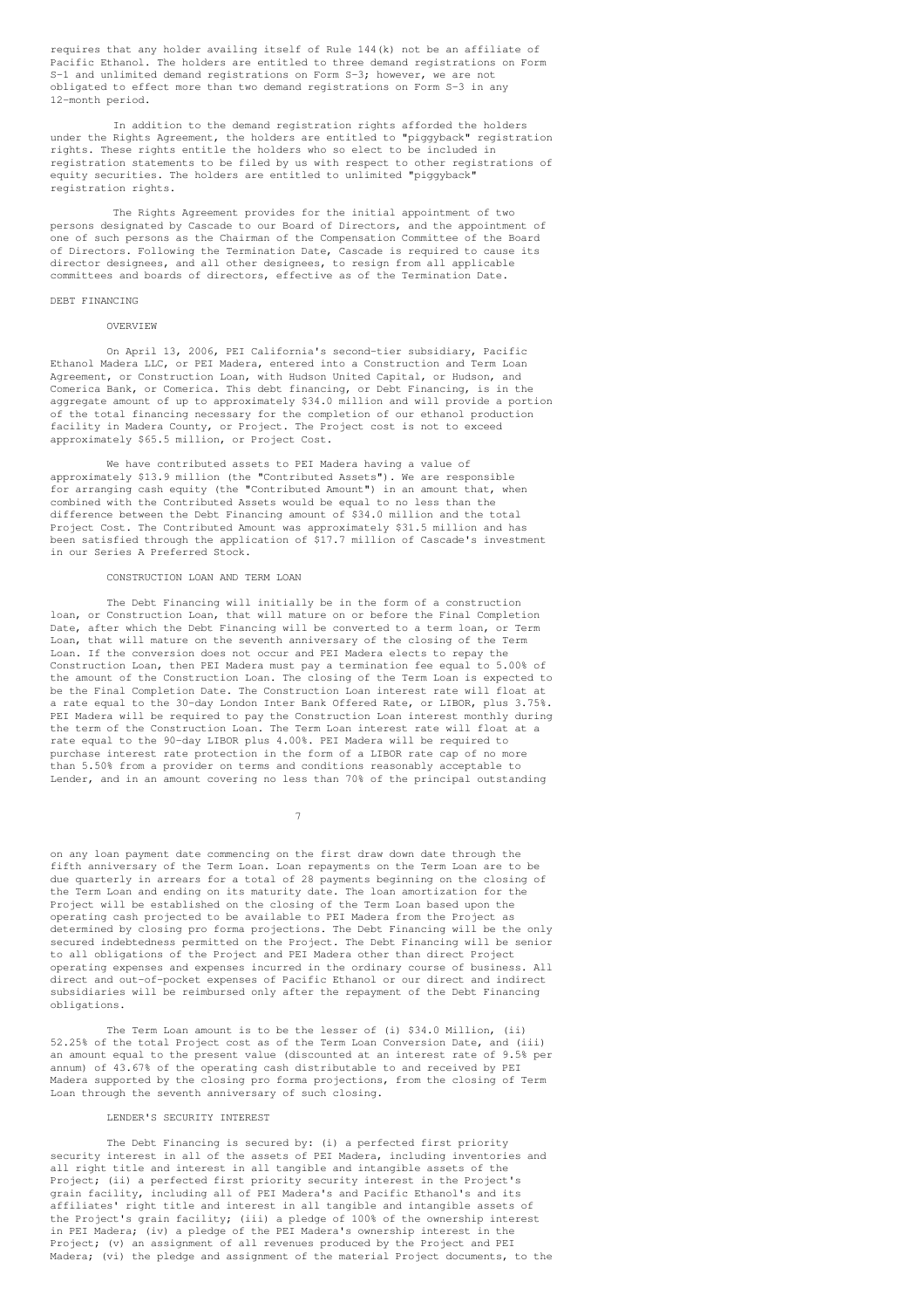requires that any holder availing itself of Rule 144(k) not be an affiliate of Pacific Ethanol. The holders are entitled to three demand registrations on Form S-1 and unlimited demand registrations on Form S-3; however, we are not obligated to effect more than two demand registrations on Form S-3 in any 12-month period.

In addition to the demand registration rights afforded the holders under the Rights Agreement, the holders are entitled to "piggyback" registration rights. These rights entitle the holders who so elect to be included in registration statements to be filed by us with respect to other registrations of equity securities. The holders are entitled to unlimited "piggyback" registration rights.

The Rights Agreement provides for the initial appointment of two persons designated by Cascade to our Board of Directors, and the appointment of one of such persons as the Chairman of the Compensation Committee of the Board of Directors. Following the Termination Date, Cascade is required to cause its director designees, and all other designees, to resign from all applicable committees and boards of directors, effective as of the Termination Date.

## DEBT FINANCING

### OVERVIEW

On April 13, 2006, PEI California's second-tier subsidiary, Pacific Ethanol Madera LLC, or PEI Madera, entered into a Construction and Term Loan Agreement, or Construction Loan, with Hudson United Capital, or Hudson, and Comerica Bank, or Comerica. This debt financing, or Debt Financing, is in the aggregate amount of up to approximately $34.0 million and will provide a portion of the total financing necessary for the completion of our ethanol production facility in Madera County, or Project. The Project cost is not to exceed approximately $65.5 million, or Project Cost.

We have contributed assets to PEI Madera having a value of approximately $13.9 million (the "Contributed Assets"). We are responsible for arranging cash equity (the "Contributed Amount") in an amount that, when combined with the Contributed Assets would be equal to no less than the difference between the Debt Financing amount of $34.0 million and the total Project Cost. The Contributed Amount was approximately $31.5 million and has been satisfied through the application of $17.7 million of Cascade's investment in our Series A Preferred Stock.

### CONSTRUCTION LOAN AND TERM LOAN

The Debt Financing will initially be in the form of a construction loan, or Construction Loan, that will mature on or before the Final Completion Date, after which the Debt Financing will be converted to a term loan, or Term Loan, that will mature on the seventh anniversary of the closing of the Term Loan. If the conversion does not occur and PEI Madera elects to repay the Construction Loan, then PEI Madera must pay a termination fee equal to 5.00% of the amount of the Construction Loan. The closing of the Term Loan is expected to be the Final Completion Date. The Construction Loan interest rate will float at a rate equal to the 30-day London Inter Bank Offered Rate, or LIBOR, plus 3.75%. PEI Madera will be required to pay the Construction Loan interest monthly during the term of the Construction Loan. The Term Loan interest rate will float at a rate equal to the 90-day LIBOR plus 4.00%. PEI Madera will be required to purchase interest rate protection in the form of a LIBOR rate cap of no more than 5.50% from a provider on terms and conditions reasonably acceptable to Lender, and in an amount covering no less than 70% of the principal outstanding on any loan payment date commencing on the first draw down date through the fifth anniversary of the Term Loan. Loan repayments on the Term Loan are to be due quarterly in arrears for a total of 28 payments beginning on the closing of the Term Loan and ending on its maturity date. The loan amortization for the Project will be established on the closing of the Term Loan based upon the operating cash projected to be available to PEI Madera from the Project as determined by closing pro forma projections. The Debt Financing will be the only secured indebtedness permitted on the Project. The Debt Financing will be senior to all obligations of the Project and PEI Madera other than direct Project operating expenses and expenses incurred in the ordinary course of business. All direct and out-of-pocket expenses of Pacific Ethanol or our direct and indirect subsidiaries will be reimbursed only after the repayment of the Debt Financing obligations.

The Term Loan amount is to be the lesser of (i) $34.0 Million, (ii) 52.25% of the total Project cost as of the Term Loan Conversion Date, and (iii) an amount equal to the present value (discounted at an interest rate of 9.5% per annum) of 43.67% of the operating cash distributable to and received by PEI Madera supported by the closing pro forma projections, from the closing of Term Loan through the seventh anniversary of such closing.

### LENDER'S SECURITY INTEREST

The Debt Financing is secured by: (i) a perfected first priority security interest in all of the assets of PEI Madera, including inventories and all right title and interest in all tangible and intangible assets of the Project; (ii) a perfected first priority security interest in the Project's grain facility, including all of PEI Madera's and Pacific Ethanol's and its affiliates' right title and interest in all tangible and intangible assets of the Project's grain facility; (iii) a pledge of 100% of the ownership interest in PEI Madera; (iv) a pledge of the PEI Madera's ownership interest in the Project; (v) an assignment of all revenues produced by the Project and PEI Madera; (vi) the pledge and assignment of the material Project documents, to the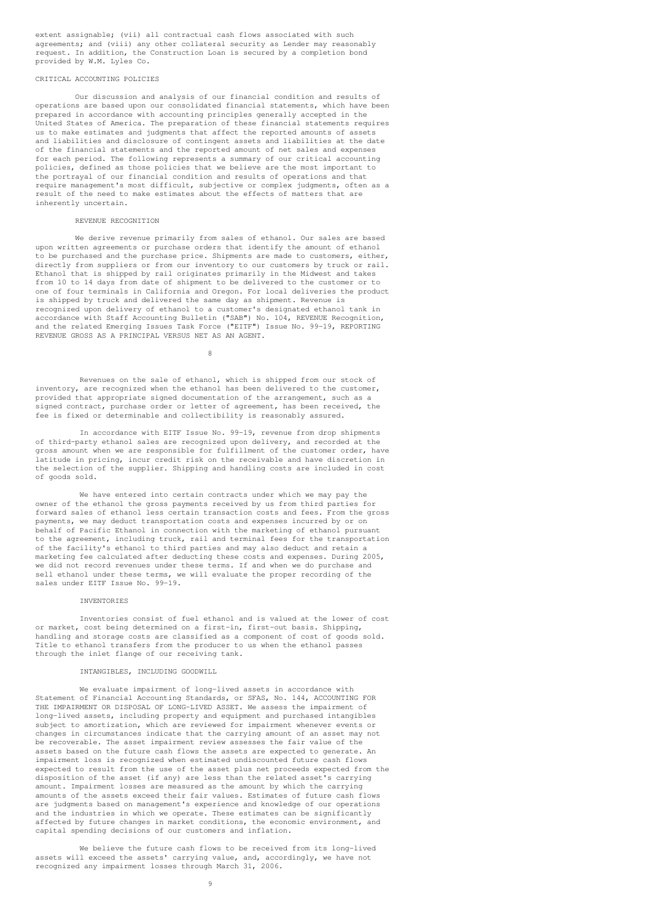extent assignable; (vii) all contractual cash flows associated with such agreements; and (viii) any other collateral security as Lender may reasonably request. In addition, the Construction Loan is secured by a completion bond provided by W.M. Lyles Co.

## CRITICAL ACCOUNTING POLICIES

Our discussion and analysis of our financial condition and results of operations are based upon our consolidated financial statements, which have been prepared in accordance with accounting principles generally accepted in the United States of America. The preparation of these financial statements requires us to make estimates and judgments that affect the reported amounts of assets and liabilities and disclosure of contingent assets and liabilities at the date of the financial statements and the reported amount of net sales and expenses for each period. The following represents a summary of our critical accounting policies, defined as those policies that we believe are the most important to the portrayal of our financial condition and results of operations and that require management's most difficult, subjective or complex judgments, often as a result of the need to make estimates about the effects of matters that are inherently uncertain.

### REVENUE RECOGNITION

We derive revenue primarily from sales of ethanol. Our sales are based upon written agreements or purchase orders that identify the amount of ethanol to be purchased and the purchase price. Shipments are made to customers, either, directly from suppliers or from our inventory to our customers by truck or rail. Ethanol that is shipped by rail originates primarily in the Midwest and takes from 10 to 14 days from date of shipment to be delivered to the customer or to one of four terminals in California and Oregon. For local deliveries the product is shipped by truck and delivered the same day as shipment. Revenue is recognized upon delivery of ethanol to a customer's designated ethanol tank in accordance with Staff Accounting Bulletin ("SAB") No. 104, REVENUE Recognition, and the related Emerging Issues Task Force ("EITF") Issue No. 99-19, REPORTING REVENUE GROSS AS A PRINCIPAL VERSUS NET AS AN AGENT.

Revenues on the sale of ethanol, which is shipped from our stock of inventory, are recognized when the ethanol has been delivered to the customer, provided that appropriate signed documentation of the arrangement, such as a signed contract, purchase order or letter of agreement, has been received, the fee is fixed or determinable and collectibility is reasonably assured.

In accordance with EITF Issue No. 99-19, revenue from drop shipments of third-party ethanol sales are recognized upon delivery, and recorded at the gross amount when we are responsible for fulfillment of the customer order, have latitude in pricing, incur credit risk on the receivable and have discretion in the selection of the supplier. Shipping and handling costs are included in cost of goods sold.

We have entered into certain contracts under which we may pay the owner of the ethanol the gross payments received by us from third parties for forward sales of ethanol less certain transaction costs and fees. From the gross payments, we may deduct transportation costs and expenses incurred by or on behalf of Pacific Ethanol in connection with the marketing of ethanol pursuant to the agreement, including truck, rail and terminal fees for the transportation of the facility's ethanol to third parties and may also deduct and retain a marketing fee calculated after deducting these costs and expenses. During 2005, we did not record revenues under these terms. If and when we do purchase and sell ethanol under these terms, we will evaluate the proper recording of the sales under EITF Issue No. 99-19.

### INVENTORIES

Inventories consist of fuel ethanol and is valued at the lower of cost or market, cost being determined on a first-in, first-out basis. Shipping, handling and storage costs are classified as a component of cost of goods sold. Title to ethanol transfers from the producer to us when the ethanol passes through the inlet flange of our receiving tank.

### INTANGIBLES, INCLUDING GOODWILL

We evaluate impairment of long-lived assets in accordance with Statement of Financial Accounting Standards, or SFAS, No. 144, ACCOUNTING FOR THE IMPAIRMENT OR DISPOSAL OF LONG-LIVED ASSET. We assess the impairment of long-lived assets, including property and equipment and purchased intangibles subject to amortization, which are reviewed for impairment whenever events or changes in circumstances indicate that the carrying amount of an asset may not be recoverable. The asset impairment review assesses the fair value of the assets based on the future cash flows the assets are expected to generate. An impairment loss is recognized when estimated undiscounted future cash flows expected to result from the use of the asset plus net proceeds expected from the disposition of the asset (if any) are less than the related asset's carrying amount. Impairment losses are measured as the amount by which the carrying amounts of the assets exceed their fair values. Estimates of future cash flows are judgments based on management's experience and knowledge of our operations and the industries in which we operate. These estimates can be significantly affected by future changes in market conditions, the economic environment, and capital spending decisions of our customers and inflation.

We believe the future cash flows to be received from its long-lived assets will exceed the assets' carrying value, and, accordingly, we have not recognized any impairment losses through March 31, 2006.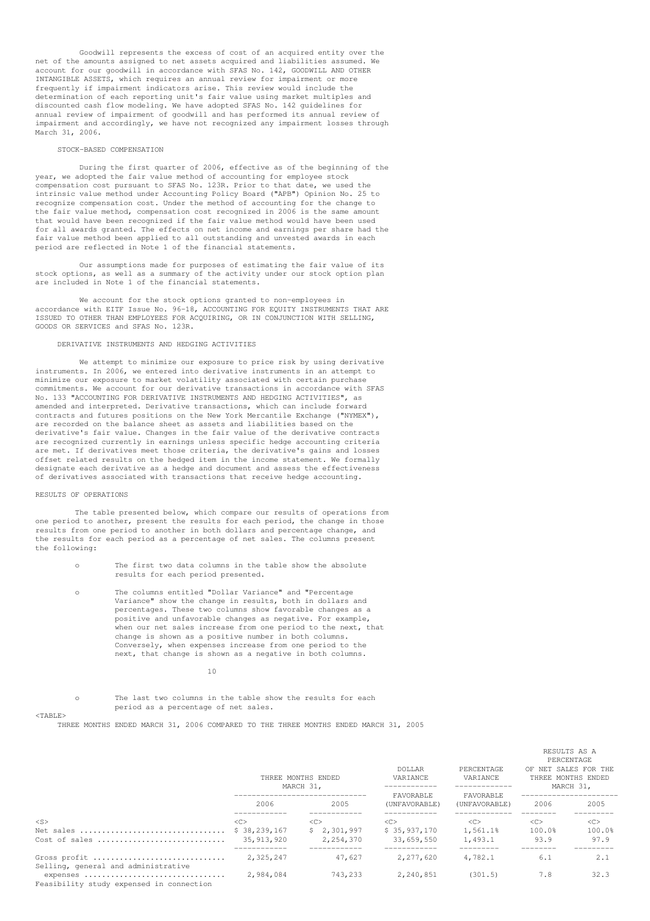Goodwill represents the excess of cost of an acquired entity over the net of the amounts assigned to net assets acquired and liabilities assumed. We account for our goodwill in accordance with SFAS No. 142, GOODWILL AND OTHER INTANGIBLE ASSETS, which requires an annual review for impairment or more frequently if impairment indicators arise. This review would include the determination of each reporting unit's fair value using market multiples and discounted cash flow modeling. We have adopted SFAS No. 142 guidelines for annual review of impairment of goodwill and has performed its annual review of impairment and accordingly, we have not recognized any impairment losses through March 31, 2006.

STOCK-BASED COMPENSATION

During the first quarter of 2006, effective as of the beginning of the year, we adopted the fair value method of accounting for employee stock compensation cost pursuant to SFAS No. 123R. Prior to that date, we used the intrinsic value method under Accounting Policy Board ("APB") Opinion No. 25 to recognize compensation cost. Under the method of accounting for the change to the fair value method, compensation cost recognized in 2006 is the same amount that would have been recognized if the fair value method would have been used for all awards granted. The effects on net income and earnings per share had the fair value method been applied to all outstanding and unvested awards in each period are reflected in Note 1 of the financial statements.

Our assumptions made for purposes of estimating the fair value of its stock options, as well as a summary of the activity under our stock option plan are included in Note 1 of the financial statements.

We account for the stock options granted to non-employees in accordance with EITF Issue No. 96-18, ACCOUNTING FOR EQUITY INSTRUMENTS THAT ARE ISSUED TO OTHER THAN EMPLOYEES FOR ACQUIRING, OR IN CONJUNCTION WITH SELLING, GOODS OR SERVICES and SFAS No. 123R.

DERIVATIVE INSTRUMENTS AND HEDGING ACTIVITIES

We attempt to minimize our exposure to price risk by using derivative instruments. In 2006, we entered into derivative instruments in an attempt to minimize our exposure to market volatility associated with certain purchase commitments. We account for our derivative transactions in accordance with SFAS No. 133 "ACCOUNTING FOR DERIVATIVE INSTRUMENTS AND HEDGING ACTIVITIES", as amended and interpreted. Derivative transactions, which can include forward contracts and futures positions on the New York Mercantile Exchange ("NYMEX"), are recorded on the balance sheet as assets and liabilities based on the derivative's fair value. Changes in the fair value of the derivative contracts are recognized currently in earnings unless specific hedge accounting criteria are met. If derivatives meet those criteria, the derivative's gains and losses offset related results on the hedged item in the income statement. We formally designate each derivative as a hedge and document and assess the effectiveness of derivatives associated with transactions that receive hedge accounting.

RESULTS OF OPERATIONS

The table presented below, which compare our results of operations from one period to another, present the results for each period, the change in those results from one period to another in both dollars and percentage change, and the results for each period as a percentage of net sales. The columns present the following:

- The first two data columns in the table show the absolute results for each period presented.
- The columns entitled "Dollar Variance" and "Percentage Variance" show the change in results, both in dollars and percentages. These two columns show favorable changes as a positive and unfavorable changes as negative. For example, when our net sales increase from one period to the next, that change is shown as a positive number in both columns. Conversely, when expenses increase from one period to the next, that change is shown as a negative in both columns.
- The last two columns in the table show the results for each period as a percentage of net sales.

THREE MONTHS ENDED MARCH 31, 2006 COMPARED TO THE THREE MONTHS ENDED MARCH 31, 2005

| | THREE MONTHS ENDED MARCH 31, | | DOLLAR VARIANCE | PERCENTAGE VARIANCE | RESULTS AS A PERCENTAGE OF NET SALES FOR THE THREE MONTHS ENDED MARCH 31, | |
|---|---|---|---|---|---|---|
| | 2006 | 2005 | FAVORABLE (UNFAVORABLE) | FAVORABLE (UNFAVORABLE) | 2006 | 2005 |
| Net sales | $ 38,239,167 | $ 2,301,997 | $ 35,937,170 | 1,561.1% | 100.0% | 100.0% |
| Cost of sales | 35,913,920 | 2,254,370 | 33,659,550 | 1,493.1 | 93.9 | 97.9 |
| Gross profit | 2,325,247 | 47,627 | 2,277,620 | 4,782.1 | 6.1 | 2.1 |
| Selling, general and administrative expenses | 2,984,084 | 743,233 | 2,240,851 | (301.5) | 7.8 | 32.3 |
| Feasibility study expensed in connection | | | | | | |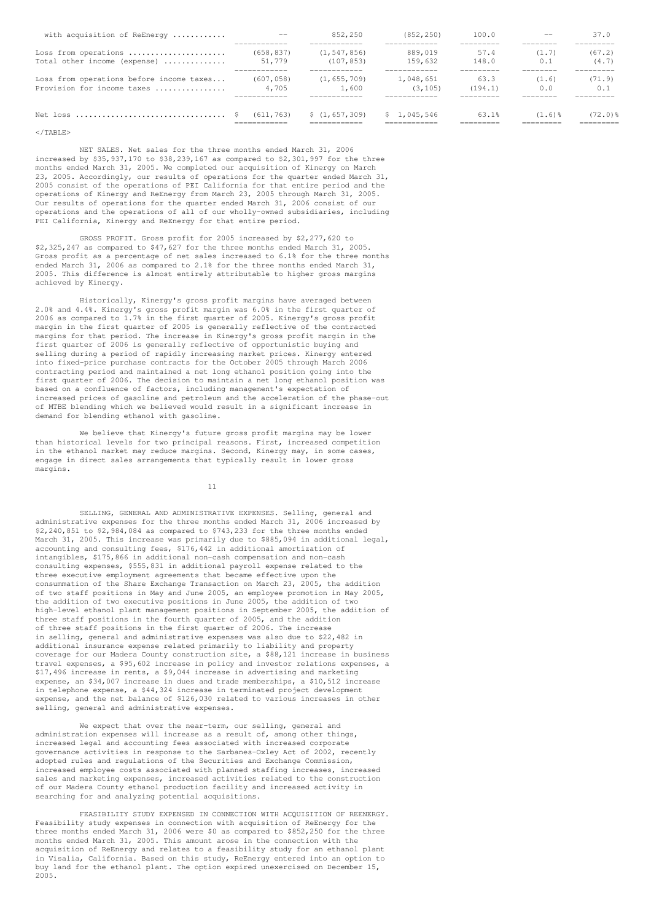| | | | | | | |
|---|---|---|---|---|---|---|
| with acquisition of ReEnergy ............ | -- | 852,250 | (852,250) | 100.0 | -- | 37.0 |
| Loss from operations ...................... | (658,837) | (1,547,856) | 889,019 | 57.4 | (1.7) | (67.2) |
| Total other income (expense) ............. | 51,779 | (107,853) | 159,632 | 148.0 | 0.1 | (4.7) |
| Loss from operations before income taxes... | (607,058) | (1,655,709) | 1,048,651 | 63.3 | (1.6) | (71.9) |
| Provision for income taxes ................ | 4,705 | 1,600 | (3,105) | (194.1) | 0.0 | 0.1 |
| Net loss ................................. | $ (611,763) | $ (1,657,309) | $ 1,045,546 | 63.1% | (1.6)% | (72.0)% |

NET SALES. Net sales for the three months ended March 31, 2006 increased by $35,937,170 to $38,239,167 as compared to $2,301,997 for the three months ended March 31, 2005. We completed our acquisition of Kinergy on March 23, 2005. Accordingly, our results of operations for the quarter ended March 31, 2005 consist of the operations of PEI California for that entire period and the operations of Kinergy and ReEnergy from March 23, 2005 through March 31, 2005. Our results of operations for the quarter ended March 31, 2006 consist of our operations and the operations of all of our wholly-owned subsidiaries, including PEI California, Kinergy and ReEnergy for that entire period.

GROSS PROFIT. Gross profit for 2005 increased by $2,277,620 to $2,325,247 as compared to $47,627 for the three months ended March 31, 2005. Gross profit as a percentage of net sales increased to 6.1% for the three months ended March 31, 2006 as compared to 2.1% for the three months ended March 31, 2005. This difference is almost entirely attributable to higher gross margins achieved by Kinergy.

Historically, Kinergy's gross profit margins have averaged between 2.0% and 4.4%. Kinergy's gross profit margin was 6.0% in the first quarter of 2006 as compared to 1.7% in the first quarter of 2005. Kinergy's gross profit margin in the first quarter of 2005 is generally reflective of the contracted margins for that period. The increase in Kinergy's gross profit margin in the first quarter of 2006 is generally reflective of opportunistic buying and selling during a period of rapidly increasing market prices. Kinergy entered into fixed-price purchase contracts for the October 2005 through March 2006 contracting period and maintained a net long ethanol position going into the first quarter of 2006. The decision to maintain a net long ethanol position was based on a confluence of factors, including management's expectation of increased prices of gasoline and petroleum and the acceleration of the phase-out of MTBE blending which we believed would result in a significant increase in demand for blending ethanol with gasoline.

We believe that Kinergy's future gross profit margins may be lower than historical levels for two principal reasons. First, increased competition in the ethanol market may reduce margins. Second, Kinergy may, in some cases, engage in direct sales arrangements that typically result in lower gross margins.

SELLING, GENERAL AND ADMINISTRATIVE EXPENSES. Selling, general and administrative expenses for the three months ended March 31, 2006 increased by $2,240,851 to $2,984,084 as compared to $743,233 for the three months ended March 31, 2005. This increase was primarily due to $885,094 in additional legal, accounting and consulting fees, $176,442 in additional amortization of intangibles, $175,866 in additional non-cash compensation and non-cash consulting expenses, $555,831 in additional payroll expense related to the three executive employment agreements that became effective upon the consummation of the Share Exchange Transaction on March 23, 2005, the addition of two staff positions in May and June 2005, an employee promotion in May 2005, the addition of two executive positions in June 2005, the addition of two high-level ethanol plant management positions in September 2005, the addition of three staff positions in the fourth quarter of 2005, and the addition of three staff positions in the first quarter of 2006. The increase in selling, general and administrative expenses was also due to $22,482 in additional insurance expense related primarily to liability and property coverage for our Madera County construction site, a $88,121 increase in business travel expenses, a $95,602 increase in policy and investor relations expenses, a $17,496 increase in rents, a $9,044 increase in advertising and marketing expense, an $34,007 increase in dues and trade memberships, a $10,512 increase in telephone expense, a $44,324 increase in terminated project development expense, and the net balance of $126,030 related to various increases in other selling, general and administrative expenses.

We expect that over the near-term, our selling, general and administration expenses will increase as a result of, among other things, increased legal and accounting fees associated with increased corporate governance activities in response to the Sarbanes-Oxley Act of 2002, recently adopted rules and regulations of the Securities and Exchange Commission, increased employee costs associated with planned staffing increases, increased sales and marketing expenses, increased activities related to the construction of our Madera County ethanol production facility and increased activity in searching for and analyzing potential acquisitions.

FEASIBILITY STUDY EXPENSED IN CONNECTION WITH ACQUISITION OF REENERGY. Feasibility study expenses in connection with acquisition of ReEnergy for the three months ended March 31, 2006 were $0 as compared to $852,250 for the three months ended March 31, 2005. This amount arose in the connection with the acquisition of ReEnergy and relates to a feasibility study for an ethanol plant in Visalia, California. Based on this study, ReEnergy entered into an option to buy land for the ethanol plant. The option expired unexercised on December 15, 2005.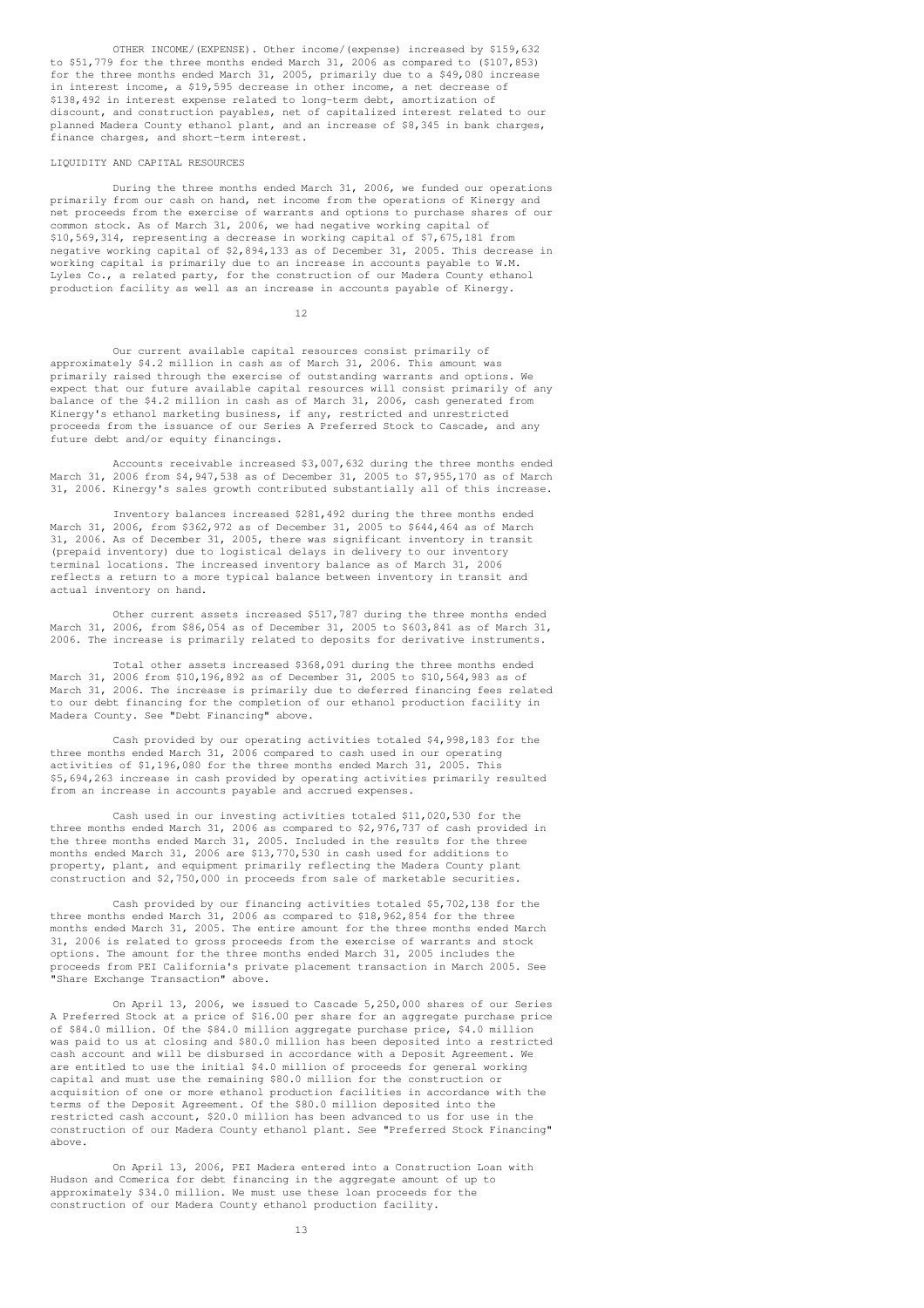OTHER INCOME/(EXPENSE). Other income/(expense) increased by $159,632 to $51,779 for the three months ended March 31, 2006 as compared to ($107,853) for the three months ended March 31, 2005, primarily due to a $49,080 increase in interest income, a $19,595 decrease in other income, a net decrease of $138,492 in interest expense related to long-term debt, amortization of discount, and construction payables, net of capitalized interest related to our planned Madera County ethanol plant, and an increase of $8,345 in bank charges, finance charges, and short-term interest.

## LIQUIDITY AND CAPITAL RESOURCES

During the three months ended March 31, 2006, we funded our operations primarily from our cash on hand, net income from the operations of Kinergy and net proceeds from the exercise of warrants and options to purchase shares of our common stock. As of March 31, 2006, we had negative working capital of $10,569,314, representing a decrease in working capital of $7,675,181 from negative working capital of $2,894,133 as of December 31, 2005. This decrease in working capital is primarily due to an increase in accounts payable to W.M. Lyles Co., a related party, for the construction of our Madera County ethanol production facility as well as an increase in accounts payable of Kinergy.

Our current available capital resources consist primarily of approximately $4.2 million in cash as of March 31, 2006. This amount was primarily raised through the exercise of outstanding warrants and options. We expect that our future available capital resources will consist primarily of any balance of the $4.2 million in cash as of March 31, 2006, cash generated from Kinergy's ethanol marketing business, if any, restricted and unrestricted proceeds from the issuance of our Series A Preferred Stock to Cascade, and any future debt and/or equity financings.

Accounts receivable increased $3,007,632 during the three months ended March 31, 2006 from $4,947,538 as of December 31, 2005 to $7,955,170 as of March 31, 2006. Kinergy's sales growth contributed substantially all of this increase.

Inventory balances increased $281,492 during the three months ended March 31, 2006, from $362,972 as of December 31, 2005 to $644,464 as of March 31, 2006. As of December 31, 2005, there was significant inventory in transit (prepaid inventory) due to logistical delays in delivery to our inventory terminal locations. The increased inventory balance as of March 31, 2006 reflects a return to a more typical balance between inventory in transit and actual inventory on hand.

Other current assets increased $517,787 during the three months ended March 31, 2006, from $86,054 as of December 31, 2005 to $603,841 as of March 31, 2006. The increase is primarily related to deposits for derivative instruments.

Total other assets increased $368,091 during the three months ended March 31, 2006 from $10,196,892 as of December 31, 2005 to $10,564,983 as of March 31, 2006. The increase is primarily due to deferred financing fees related to our debt financing for the completion of our ethanol production facility in Madera County. See "Debt Financing" above.

Cash provided by our operating activities totaled $4,998,183 for the three months ended March 31, 2006 compared to cash used in our operating activities of $1,196,080 for the three months ended March 31, 2005. This $5,694,263 increase in cash provided by operating activities primarily resulted from an increase in accounts payable and accrued expenses.

Cash used in our investing activities totaled $11,020,530 for the three months ended March 31, 2006 as compared to $2,976,737 of cash provided in the three months ended March 31, 2005. Included in the results for the three months ended March 31, 2006 are $13,770,530 in cash used for additions to property, plant, and equipment primarily reflecting the Madera County plant construction and $2,750,000 in proceeds from sale of marketable securities.

Cash provided by our financing activities totaled $5,702,138 for the three months ended March 31, 2006 as compared to $18,962,854 for the three months ended March 31, 2005. The entire amount for the three months ended March 31, 2006 is related to gross proceeds from the exercise of warrants and stock options. The amount for the three months ended March 31, 2005 includes the proceeds from PEI California's private placement transaction in March 2005. See "Share Exchange Transaction" above.

On April 13, 2006, we issued to Cascade 5,250,000 shares of our Series A Preferred Stock at a price of $16.00 per share for an aggregate purchase price of $84.0 million. Of the $84.0 million aggregate purchase price, $4.0 million was paid to us at closing and $80.0 million has been deposited into a restricted cash account and will be disbursed in accordance with a Deposit Agreement. We are entitled to use the initial $4.0 million of proceeds for general working capital and must use the remaining $80.0 million for the construction or acquisition of one or more ethanol production facilities in accordance with the terms of the Deposit Agreement. Of the $80.0 million deposited into the restricted cash account, $20.0 million has been advanced to us for use in the construction of our Madera County ethanol plant. See "Preferred Stock Financing" above.

On April 13, 2006, PEI Madera entered into a Construction Loan with Hudson and Comerica for debt financing in the aggregate amount of up to approximately $34.0 million. We must use these loan proceeds for the construction of our Madera County ethanol production facility.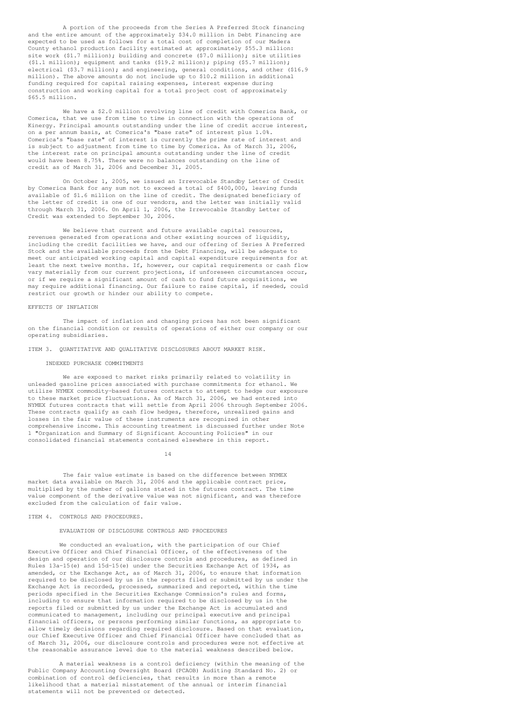A portion of the proceeds from the Series A Preferred Stock financing and the entire amount of the approximately $34.0 million in Debt Financing are expected to be used as follows for a total cost of completion of our Madera County ethanol production facility estimated at approximately $55.3 million: site work ($1.7 million); building and concrete ($7.0 million); site utilities ($1.1 million); equipment and tanks ($19.2 million); piping ($5.7 million); electrical ($3.7 million); and engineering, general conditions, and other ($16.9 million). The above amounts do not include up to $10.2 million in additional funding required for capital raising expenses, interest expense during construction and working capital for a total project cost of approximately $65.5 million.

We have a $2.0 million revolving line of credit with Comerica Bank, or Comerica, that we use from time to time in connection with the operations of Kinergy. Principal amounts outstanding under the line of credit accrue interest, on a per annum basis, at Comerica's "base rate" of interest plus 1.0%. Comerica's "base rate" of interest is currently the prime rate of interest and is subject to adjustment from time to time by Comerica. As of March 31, 2006, the interest rate on principal amounts outstanding under the line of credit would have been 8.75%. There were no balances outstanding on the line of credit as of March 31, 2006 and December 31, 2005.

On October 1, 2005, we issued an Irrevocable Standby Letter of Credit by Comerica Bank for any sum not to exceed a total of $400,000, leaving funds available of $1.6 million on the line of credit. The designated beneficiary of the letter of credit is one of our vendors, and the letter was initially valid through March 31, 2006. On April 1, 2006, the Irrevocable Standby Letter of Credit was extended to September 30, 2006.

We believe that current and future available capital resources, revenues generated from operations and other existing sources of liquidity, including the credit facilities we have, and our offering of Series A Preferred Stock and the available proceeds from the Debt Financing, will be adequate to meet our anticipated working capital and capital expenditure requirements for at least the next twelve months. If, however, our capital requirements or cash flow vary materially from our current projections, if unforeseen circumstances occur, or if we require a significant amount of cash to fund future acquisitions, we may require additional financing. Our failure to raise capital, if needed, could restrict our growth or hinder our ability to compete.

## EFFECTS OF INFLATION

The impact of inflation and changing prices has not been significant on the financial condition or results of operations of either our company or our operating subsidiaries.

## ITEM 3. QUANTITATIVE AND QUALITATIVE DISCLOSURES ABOUT MARKET RISK.

### INDEXED PURCHASE COMMITMENTS

We are exposed to market risks primarily related to volatility in unleaded gasoline prices associated with purchase commitments for ethanol. We utilize NYMEX commodity-based futures contracts to attempt to hedge our exposure to these market price fluctuations. As of March 31, 2006, we had entered into NYMEX futures contracts that will settle from April 2006 through September 2006. These contracts qualify as cash flow hedges, therefore, unrealized gains and losses in the fair value of these instruments are recognized in other comprehensive income. This accounting treatment is discussed further under Note 1 "Organization and Summary of Significant Accounting Policies" in our consolidated financial statements contained elsewhere in this report.

The fair value estimate is based on the difference between NYMEX market data available on March 31, 2006 and the applicable contract price, multiplied by the number of gallons stated in the futures contract. The time value component of the derivative value was not significant, and was therefore excluded from the calculation of fair value.

## ITEM 4. CONTROLS AND PROCEDURES.

### EVALUATION OF DISCLOSURE CONTROLS AND PROCEDURES

We conducted an evaluation, with the participation of our Chief Executive Officer and Chief Financial Officer, of the effectiveness of the design and operation of our disclosure controls and procedures, as defined in Rules 13a-15(e) and 15d-15(e) under the Securities Exchange Act of 1934, as amended, or the Exchange Act, as of March 31, 2006, to ensure that information required to be disclosed by us in the reports filed or submitted by us under the Exchange Act is recorded, processed, summarized and reported, within the time periods specified in the Securities Exchange Commission's rules and forms, including to ensure that information required to be disclosed by us in the reports filed or submitted by us under the Exchange Act is accumulated and communicated to management, including our principal executive and principal financial officers, or persons performing similar functions, as appropriate to allow timely decisions regarding required disclosure. Based on that evaluation, our Chief Executive Officer and Chief Financial Officer have concluded that as of March 31, 2006, our disclosure controls and procedures were not effective at the reasonable assurance level due to the material weakness described below.

A material weakness is a control deficiency (within the meaning of the Public Company Accounting Oversight Board (PCAOB) Auditing Standard No. 2) or combination of control deficiencies, that results in more than a remote likelihood that a material misstatement of the annual or interim financial statements will not be prevented or detected.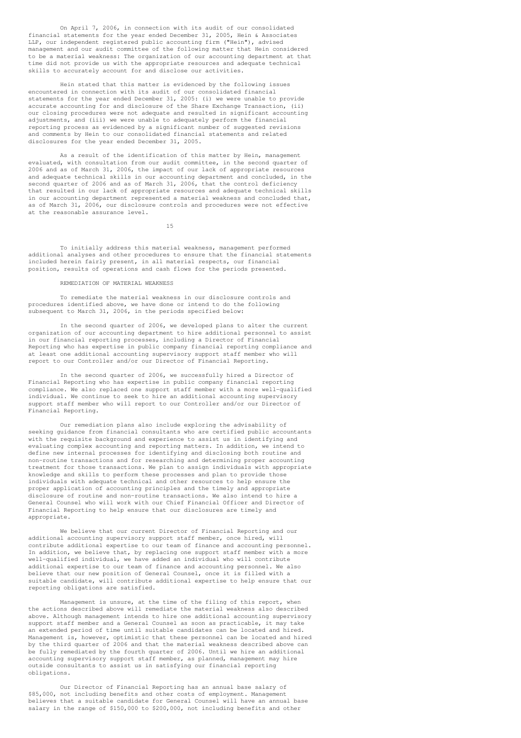On April 7, 2006, in connection with its audit of our consolidated financial statements for the year ended December 31, 2005, Hein & Associates LLP, our independent registered public accounting firm ("Hein"), advised management and our audit committee of the following matter that Hein considered to be a material weakness: The organization of our accounting department at that time did not provide us with the appropriate resources and adequate technical skills to accurately account for and disclose our activities.

Hein stated that this matter is evidenced by the following issues encountered in connection with its audit of our consolidated financial statements for the year ended December 31, 2005: (i) we were unable to provide accurate accounting for and disclosure of the Share Exchange Transaction, (ii) our closing procedures were not adequate and resulted in significant accounting adjustments, and (iii) we were unable to adequately perform the financial reporting process as evidenced by a significant number of suggested revisions and comments by Hein to our consolidated financial statements and related disclosures for the year ended December 31, 2005.

As a result of the identification of this matter by Hein, management evaluated, with consultation from our audit committee, in the second quarter of 2006 and as of March 31, 2006, the impact of our lack of appropriate resources and adequate technical skills in our accounting department and concluded, in the second quarter of 2006 and as of March 31, 2006, that the control deficiency that resulted in our lack of appropriate resources and adequate technical skills in our accounting department represented a material weakness and concluded that, as of March 31, 2006, our disclosure controls and procedures were not effective at the reasonable assurance level.

To initially address this material weakness, management performed additional analyses and other procedures to ensure that the financial statements included herein fairly present, in all material respects, our financial position, results of operations and cash flows for the periods presented.

REMEDIATION OF MATERIAL WEAKNESS

To remediate the material weakness in our disclosure controls and procedures identified above, we have done or intend to do the following subsequent to March 31, 2006, in the periods specified below:

In the second quarter of 2006, we developed plans to alter the current organization of our accounting department to hire additional personnel to assist in our financial reporting processes, including a Director of Financial Reporting who has expertise in public company financial reporting compliance and at least one additional accounting supervisory support staff member who will report to our Controller and/or our Director of Financial Reporting.

In the second quarter of 2006, we successfully hired a Director of Financial Reporting who has expertise in public company financial reporting compliance. We also replaced one support staff member with a more well-qualified individual. We continue to seek to hire an additional accounting supervisory support staff member who will report to our Controller and/or our Director of Financial Reporting.

Our remediation plans also include exploring the advisability of seeking guidance from financial consultants who are certified public accountants with the requisite background and experience to assist us in identifying and evaluating complex accounting and reporting matters. In addition, we intend to define new internal processes for identifying and disclosing both routine and non-routine transactions and for researching and determining proper accounting treatment for those transactions. We plan to assign individuals with appropriate knowledge and skills to perform these processes and plan to provide those individuals with adequate technical and other resources to help ensure the proper application of accounting principles and the timely and appropriate disclosure of routine and non-routine transactions. We also intend to hire a General Counsel who will work with our Chief Financial Officer and Director of Financial Reporting to help ensure that our disclosures are timely and appropriate.

We believe that our current Director of Financial Reporting and our additional accounting supervisory support staff member, once hired, will contribute additional expertise to our team of finance and accounting personnel. In addition, we believe that, by replacing one support staff member with a more well-qualified individual, we have added an individual who will contribute additional expertise to our team of finance and accounting personnel. We also believe that our new position of General Counsel, once it is filled with a suitable candidate, will contribute additional expertise to help ensure that our reporting obligations are satisfied.

Management is unsure, at the time of the filing of this report, when the actions described above will remediate the material weakness also described above. Although management intends to hire one additional accounting supervisory support staff member and a General Counsel as soon as practicable, it may take an extended period of time until suitable candidates can be located and hired. Management is, however, optimistic that these personnel can be located and hired by the third quarter of 2006 and that the material weakness described above can be fully remediated by the fourth quarter of 2006. Until we hire an additional accounting supervisory support staff member, as planned, management may hire outside consultants to assist us in satisfying our financial reporting obligations.

Our Director of Financial Reporting has an annual base salary of $85,000, not including benefits and other costs of employment. Management believes that a suitable candidate for General Counsel will have an annual base salary in the range of $150,000 to $200,000, not including benefits and other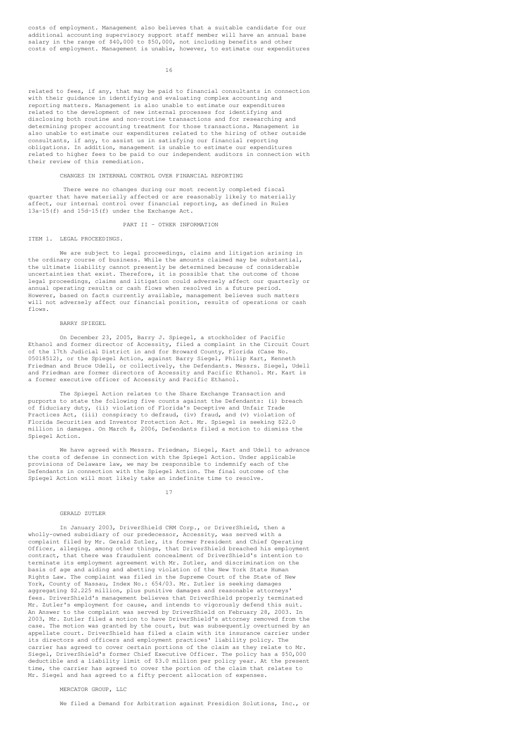costs of employment. Management also believes that a suitable candidate for our additional accounting supervisory support staff member will have an annual base salary in the range of $40,000 to $50,000, not including benefits and other costs of employment. Management is unable, however, to estimate our expenditures related to fees, if any, that may be paid to financial consultants in connection with their guidance in identifying and evaluating complex accounting and reporting matters. Management is also unable to estimate our expenditures related to the development of new internal processes for identifying and disclosing both routine and non-routine transactions and for researching and determining proper accounting treatment for those transactions. Management is also unable to estimate our expenditures related to the hiring of other outside consultants, if any, to assist us in satisfying our financial reporting obligations. In addition, management is unable to estimate our expenditures related to higher fees to be paid to our independent auditors in connection with their review of this remediation.

### CHANGES IN INTERNAL CONTROL OVER FINANCIAL REPORTING

There were no changes during our most recently completed fiscal quarter that have materially affected or are reasonably likely to materially affect, our internal control over financial reporting, as defined in Rules 13a-15(f) and 15d-15(f) under the Exchange Act.

## PART II - OTHER INFORMATION

### ITEM 1. LEGAL PROCEEDINGS.

We are subject to legal proceedings, claims and litigation arising in the ordinary course of business. While the amounts claimed may be substantial, the ultimate liability cannot presently be determined because of considerable uncertainties that exist. Therefore, it is possible that the outcome of those legal proceedings, claims and litigation could adversely affect our quarterly or annual operating results or cash flows when resolved in a future period. However, based on facts currently available, management believes such matters will not adversely affect our financial position, results of operations or cash flows.

#### BARRY SPIEGEL

On December 23, 2005, Barry J. Spiegel, a stockholder of Pacific Ethanol and former director of Accessity, filed a complaint in the Circuit Court of the 17th Judicial District in and for Broward County, Florida (Case No. 05018512), or the Spiegel Action, against Barry Siegel, Philip Kart, Kenneth Friedman and Bruce Udell, or collectively, the Defendants. Messrs. Siegel, Udell and Friedman are former directors of Accessity and Pacific Ethanol. Mr. Kart is a former executive officer of Accessity and Pacific Ethanol.

The Spiegel Action relates to the Share Exchange Transaction and purports to state the following five counts against the Defendants: (i) breach of fiduciary duty, (ii) violation of Florida's Deceptive and Unfair Trade Practices Act, (iii) conspiracy to defraud, (iv) fraud, and (v) violation of Florida Securities and Investor Protection Act. Mr. Spiegel is seeking $22.0 million in damages. On March 8, 2006, Defendants filed a motion to dismiss the Spiegel Action.

We have agreed with Messrs. Friedman, Siegel, Kart and Udell to advance the costs of defense in connection with the Spiegel Action. Under applicable provisions of Delaware law, we may be responsible to indemnify each of the Defendants in connection with the Spiegel Action. The final outcome of the Spiegel Action will most likely take an indefinite time to resolve.

#### GERALD ZUTLER

In January 2003, DriverShield CRM Corp., or DriverShield, then a wholly-owned subsidiary of our predecessor, Accessity, was served with a complaint filed by Mr. Gerald Zutler, its former President and Chief Operating Officer, alleging, among other things, that DriverShield breached his employment contract, that there was fraudulent concealment of DriverShield's intention to terminate its employment agreement with Mr. Zutler, and discrimination on the basis of age and aiding and abetting violation of the New York State Human Rights Law. The complaint was filed in the Supreme Court of the State of New York, County of Nassau, Index No.: 654/03. Mr. Zutler is seeking damages aggregating $2.225 million, plus punitive damages and reasonable attorneys' fees. DriverShield's management believes that DriverShield properly terminated Mr. Zutler's employment for cause, and intends to vigorously defend this suit. An Answer to the complaint was served by DriverShield on February 28, 2003. In 2003, Mr. Zutler filed a motion to have DriverShield's attorney removed from the case. The motion was granted by the court, but was subsequently overturned by an appellate court. DriverShield has filed a claim with its insurance carrier under its directors and officers and employment practices' liability policy. The carrier has agreed to cover certain portions of the claim as they relate to Mr. Siegel, DriverShield's former Chief Executive Officer. The policy has a $50,000 deductible and a liability limit of $3.0 million per policy year. At the present time, the carrier has agreed to cover the portion of the claim that relates to Mr. Siegel and has agreed to a fifty percent allocation of expenses.

#### MERCATOR GROUP, LLC

We filed a Demand for Arbitration against Presidion Solutions, Inc., or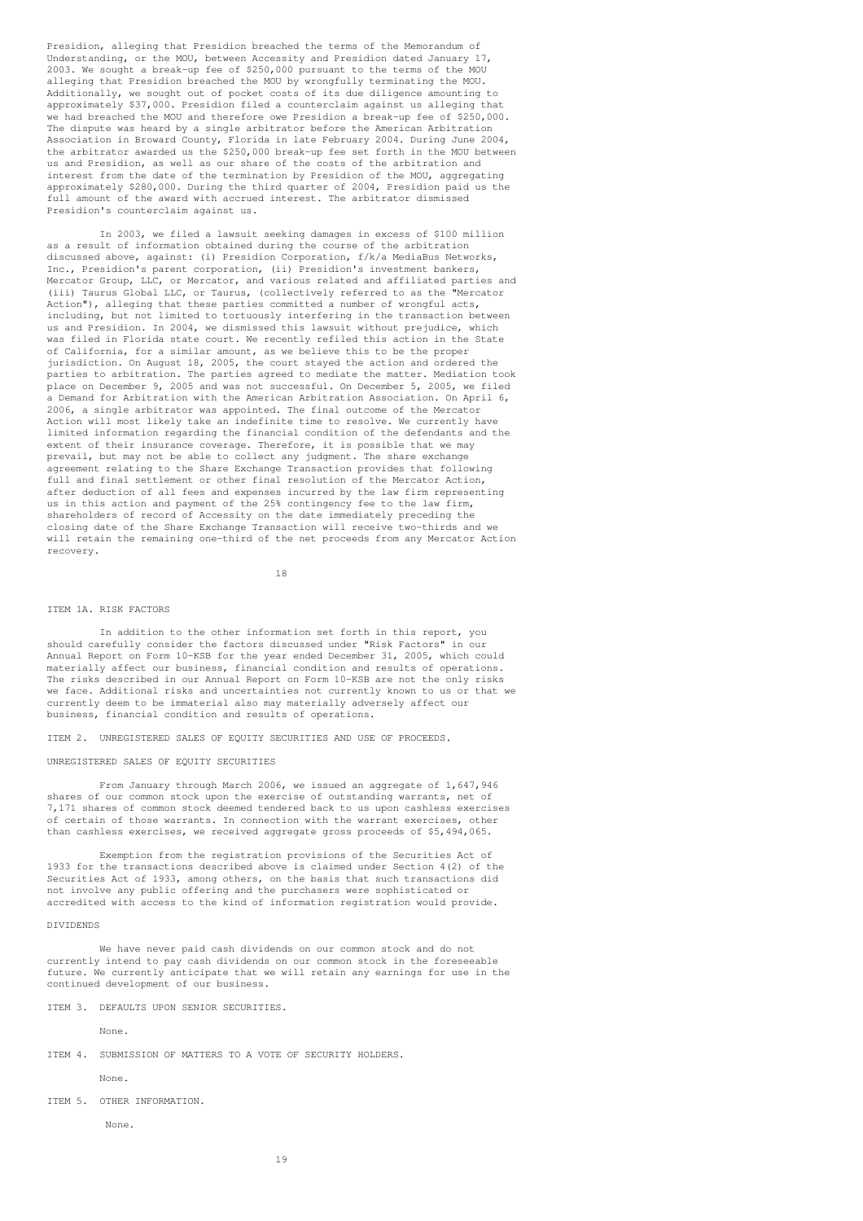Presidion, alleging that Presidion breached the terms of the Memorandum of Understanding, or the MOU, between Accessity and Presidion dated January 17, 2003. We sought a break-up fee of $250,000 pursuant to the terms of the MOU alleging that Presidion breached the MOU by wrongfully terminating the MOU. Additionally, we sought out of pocket costs of its due diligence amounting to approximately $37,000. Presidion filed a counterclaim against us alleging that we had breached the MOU and therefore owe Presidion a break-up fee of $250,000. The dispute was heard by a single arbitrator before the American Arbitration Association in Broward County, Florida in late February 2004. During June 2004, the arbitrator awarded us the $250,000 break-up fee set forth in the MOU between us and Presidion, as well as our share of the costs of the arbitration and interest from the date of the termination by Presidion of the MOU, aggregating approximately $280,000. During the third quarter of 2004, Presidion paid us the full amount of the award with accrued interest. The arbitrator dismissed Presidion's counterclaim against us.

In 2003, we filed a lawsuit seeking damages in excess of $100 million as a result of information obtained during the course of the arbitration discussed above, against: (i) Presidion Corporation, f/k/a MediaBus Networks, Inc., Presidion's parent corporation, (ii) Presidion's investment bankers, Mercator Group, LLC, or Mercator, and various related and affiliated parties and (iii) Taurus Global LLC, or Taurus, (collectively referred to as the "Mercator Action"), alleging that these parties committed a number of wrongful acts, including, but not limited to tortuously interfering in the transaction between us and Presidion. In 2004, we dismissed this lawsuit without prejudice, which was filed in Florida state court. We recently refiled this action in the State of California, for a similar amount, as we believe this to be the proper jurisdiction. On August 18, 2005, the court stayed the action and ordered the parties to arbitration. The parties agreed to mediate the matter. Mediation took place on December 9, 2005 and was not successful. On December 5, 2005, we filed a Demand for Arbitration with the American Arbitration Association. On April 6, 2006, a single arbitrator was appointed. The final outcome of the Mercator Action will most likely take an indefinite time to resolve. We currently have limited information regarding the financial condition of the defendants and the extent of their insurance coverage. Therefore, it is possible that we may prevail, but may not be able to collect any judgment. The share exchange agreement relating to the Share Exchange Transaction provides that following full and final settlement or other final resolution of the Mercator Action, after deduction of all fees and expenses incurred by the law firm representing us in this action and payment of the 25% contingency fee to the law firm, shareholders of record of Accessity on the date immediately preceding the closing date of the Share Exchange Transaction will receive two-thirds and we will retain the remaining one-third of the net proceeds from any Mercator Action recovery.

## ITEM 1A. RISK FACTORS

In addition to the other information set forth in this report, you should carefully consider the factors discussed under "Risk Factors" in our Annual Report on Form 10-KSB for the year ended December 31, 2005, which could materially affect our business, financial condition and results of operations. The risks described in our Annual Report on Form 10-KSB are not the only risks we face. Additional risks and uncertainties not currently known to us or that we currently deem to be immaterial also may materially adversely affect our business, financial condition and results of operations.

## ITEM 2. UNREGISTERED SALES OF EQUITY SECURITIES AND USE OF PROCEEDS.

### UNREGISTERED SALES OF EQUITY SECURITIES

From January through March 2006, we issued an aggregate of 1,647,946 shares of our common stock upon the exercise of outstanding warrants, net of 7,171 shares of common stock deemed tendered back to us upon cashless exercises of certain of those warrants. In connection with the warrant exercises, other than cashless exercises, we received aggregate gross proceeds of $5,494,065.

Exemption from the registration provisions of the Securities Act of 1933 for the transactions described above is claimed under Section 4(2) of the Securities Act of 1933, among others, on the basis that such transactions did not involve any public offering and the purchasers were sophisticated or accredited with access to the kind of information registration would provide.

### DIVIDENDS

We have never paid cash dividends on our common stock and do not currently intend to pay cash dividends on our common stock in the foreseeable future. We currently anticipate that we will retain any earnings for use in the continued development of our business.

## ITEM 3. DEFAULTS UPON SENIOR SECURITIES.

None.

## ITEM 4. SUBMISSION OF MATTERS TO A VOTE OF SECURITY HOLDERS.

None.

## ITEM 5. OTHER INFORMATION.

None.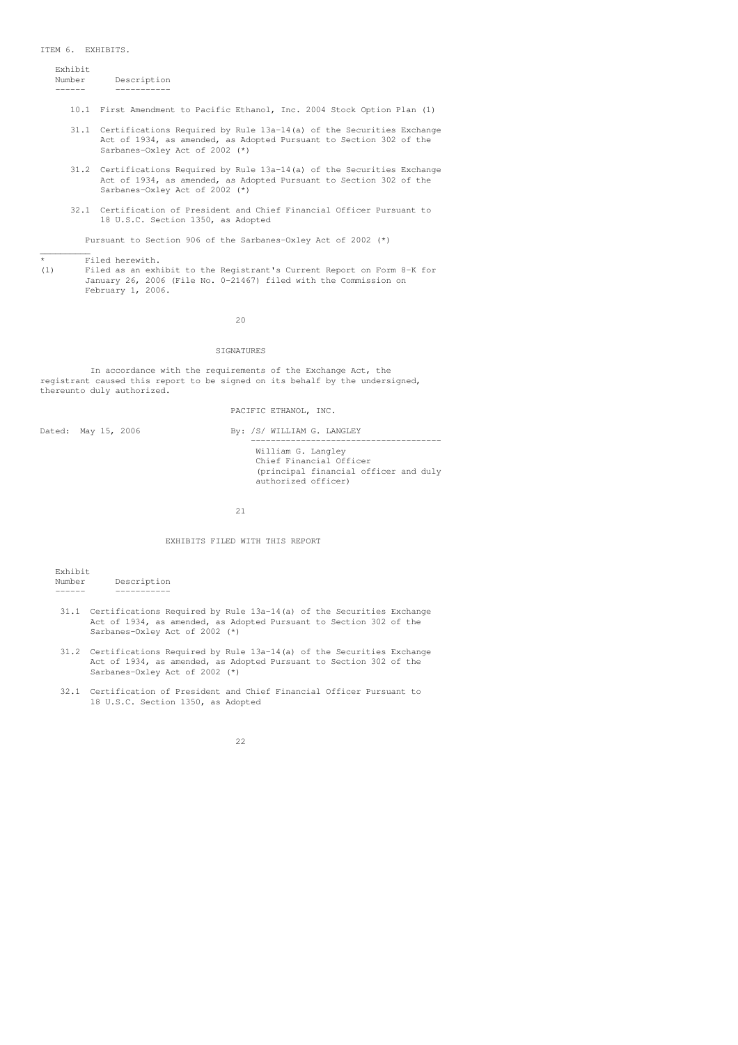ITEM 6. EXHIBITS.

| Exhibit Number | Description |
|---|---|
| 10.1 | First Amendment to Pacific Ethanol, Inc. 2004 Stock Option Plan (1) |
| 31.1 | Certifications Required by Rule 13a-14(a) of the Securities Exchange Act of 1934, as amended, as Adopted Pursuant to Section 302 of the Sarbanes-Oxley Act of 2002 (*) |
| 31.2 | Certifications Required by Rule 13a-14(a) of the Securities Exchange Act of 1934, as amended, as Adopted Pursuant to Section 302 of the Sarbanes-Oxley Act of 2002 (*) |
| 32.1 | Certification of President and Chief Financial Officer Pursuant to 18 U.S.C. Section 1350, as Adopted |

Pursuant to Section 906 of the Sarbanes-Oxley Act of 2002 (*)

---

\* Filed herewith.

(1) Filed as an exhibit to the Registrant's Current Report on Form 8-K for January 26, 2006 (File No. 0-21467) filed with the Commission on February 1, 2006.

SIGNATURES

In accordance with the requirements of the Exchange Act, the registrant caused this report to be signed on its behalf by the undersigned, thereunto duly authorized.

PACIFIC ETHANOL, INC.

Dated: May 15, 2006

By: /S/ WILLIAM G. LANGLEY

William G. Langley
Chief Financial Officer
(principal financial officer and duly authorized officer)

EXHIBITS FILED WITH THIS REPORT

| Exhibit Number | Description |
|---|---|
| 31.1 | Certifications Required by Rule 13a-14(a) of the Securities Exchange Act of 1934, as amended, as Adopted Pursuant to Section 302 of the Sarbanes-Oxley Act of 2002 (*) |
| 31.2 | Certifications Required by Rule 13a-14(a) of the Securities Exchange Act of 1934, as amended, as Adopted Pursuant to Section 302 of the Sarbanes-Oxley Act of 2002 (*) |
| 32.1 | Certification of President and Chief Financial Officer Pursuant to 18 U.S.C. Section 1350, as Adopted |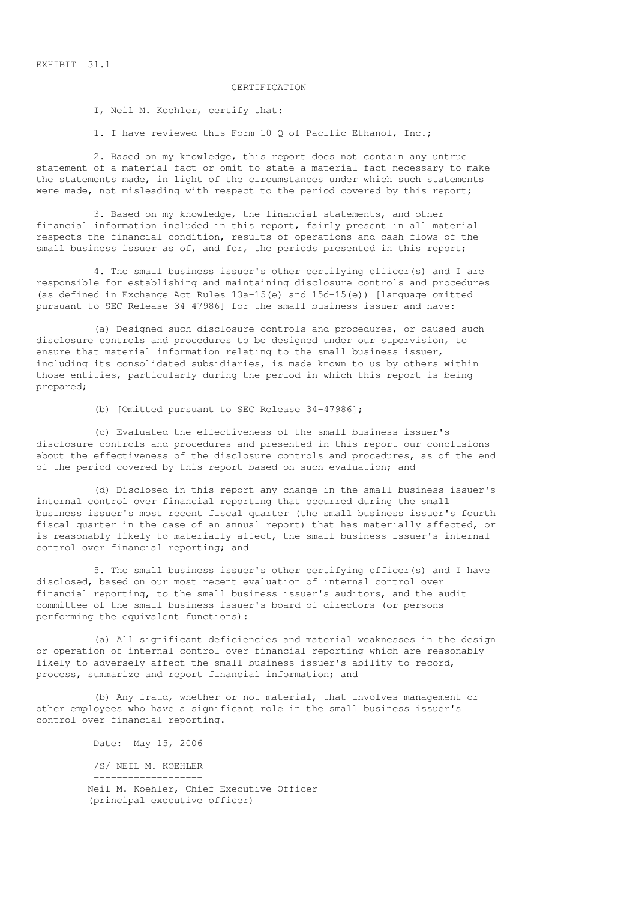EXHIBIT 31.1

# CERTIFICATION

I, Neil M. Koehler, certify that:

1. I have reviewed this Form 10-Q of Pacific Ethanol, Inc.;

2. Based on my knowledge, this report does not contain any untrue statement of a material fact or omit to state a material fact necessary to make the statements made, in light of the circumstances under which such statements were made, not misleading with respect to the period covered by this report;

3. Based on my knowledge, the financial statements, and other financial information included in this report, fairly present in all material respects the financial condition, results of operations and cash flows of the small business issuer as of, and for, the periods presented in this report;

4. The small business issuer's other certifying officer(s) and I are responsible for establishing and maintaining disclosure controls and procedures (as defined in Exchange Act Rules 13a-15(e) and 15d-15(e)) [language omitted pursuant to SEC Release 34-47986] for the small business issuer and have:

(a) Designed such disclosure controls and procedures, or caused such disclosure controls and procedures to be designed under our supervision, to ensure that material information relating to the small business issuer, including its consolidated subsidiaries, is made known to us by others within those entities, particularly during the period in which this report is being prepared;

(b) [Omitted pursuant to SEC Release 34-47986];

(c) Evaluated the effectiveness of the small business issuer's disclosure controls and procedures and presented in this report our conclusions about the effectiveness of the disclosure controls and procedures, as of the end of the period covered by this report based on such evaluation; and

(d) Disclosed in this report any change in the small business issuer's internal control over financial reporting that occurred during the small business issuer's most recent fiscal quarter (the small business issuer's fourth fiscal quarter in the case of an annual report) that has materially affected, or is reasonably likely to materially affect, the small business issuer's internal control over financial reporting; and

5. The small business issuer's other certifying officer(s) and I have disclosed, based on our most recent evaluation of internal control over financial reporting, to the small business issuer's auditors, and the audit committee of the small business issuer's board of directors (or persons performing the equivalent functions):

(a) All significant deficiencies and material weaknesses in the design or operation of internal control over financial reporting which are reasonably likely to adversely affect the small business issuer's ability to record, process, summarize and report financial information; and

(b) Any fraud, whether or not material, that involves management or other employees who have a significant role in the small business issuer's control over financial reporting.

Date: May 15, 2006

/S/ NEIL M. KOEHLER

-------------------

Neil M. Koehler, Chief Executive Officer
(principal executive officer)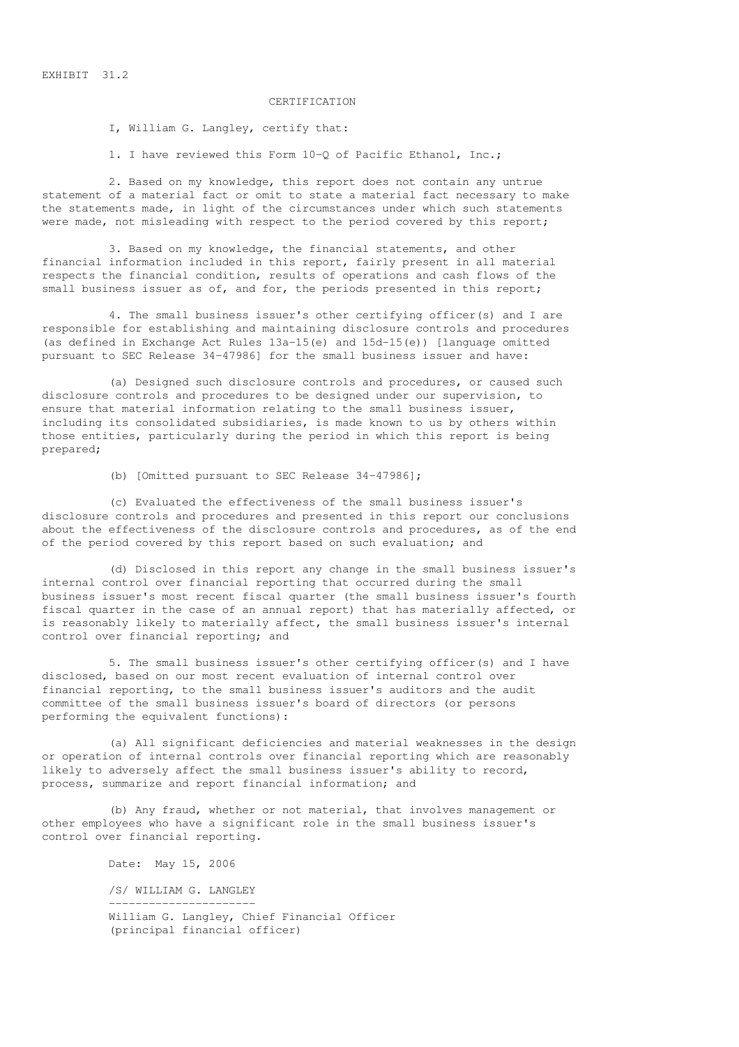EXHIBIT 31.2

# CERTIFICATION

I, William G. Langley, certify that:

1. I have reviewed this Form 10-Q of Pacific Ethanol, Inc.;

2. Based on my knowledge, this report does not contain any untrue statement of a material fact or omit to state a material fact necessary to make the statements made, in light of the circumstances under which such statements were made, not misleading with respect to the period covered by this report;

3. Based on my knowledge, the financial statements, and other financial information included in this report, fairly present in all material respects the financial condition, results of operations and cash flows of the small business issuer as of, and for, the periods presented in this report;

4. The small business issuer's other certifying officer(s) and I are responsible for establishing and maintaining disclosure controls and procedures (as defined in Exchange Act Rules 13a-15(e) and 15d-15(e)) [language omitted pursuant to SEC Release 34-47986] for the small business issuer and have:

(a) Designed such disclosure controls and procedures, or caused such disclosure controls and procedures to be designed under our supervision, to ensure that material information relating to the small business issuer, including its consolidated subsidiaries, is made known to us by others within those entities, particularly during the period in which this report is being prepared;

(b) [Omitted pursuant to SEC Release 34-47986];

(c) Evaluated the effectiveness of the small business issuer's disclosure controls and procedures and presented in this report our conclusions about the effectiveness of the disclosure controls and procedures, as of the end of the period covered by this report based on such evaluation; and

(d) Disclosed in this report any change in the small business issuer's internal control over financial reporting that occurred during the small business issuer's most recent fiscal quarter (the small business issuer's fourth fiscal quarter in the case of an annual report) that has materially affected, or is reasonably likely to materially affect, the small business issuer's internal control over financial reporting; and

5. The small business issuer's other certifying officer(s) and I have disclosed, based on our most recent evaluation of internal control over financial reporting, to the small business issuer's auditors and the audit committee of the small business issuer's board of directors (or persons performing the equivalent functions):

(a) All significant deficiencies and material weaknesses in the design or operation of internal controls over financial reporting which are reasonably likely to adversely affect the small business issuer's ability to record, process, summarize and report financial information; and

(b) Any fraud, whether or not material, that involves management or other employees who have a significant role in the small business issuer's control over financial reporting.

Date: May 15, 2006

/S/ WILLIAM G. LANGLEY

William G. Langley, Chief Financial Officer
(principal financial officer)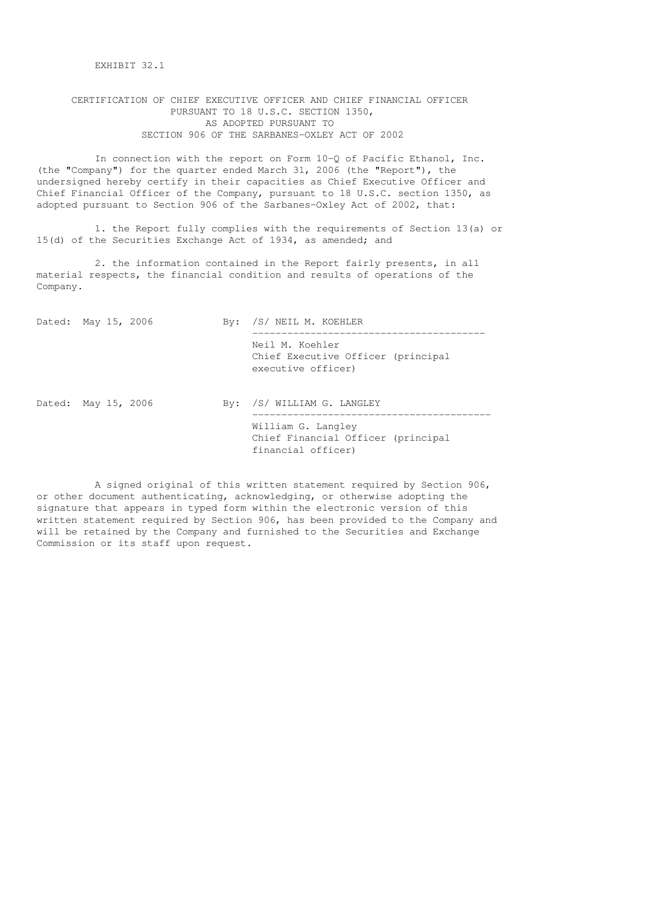EXHIBIT 32.1

# CERTIFICATION OF CHIEF EXECUTIVE OFFICER AND CHIEF FINANCIAL OFFICER PURSUANT TO 18 U.S.C. SECTION 1350, AS ADOPTED PURSUANT TO SECTION 906 OF THE SARBANES-OXLEY ACT OF 2002

In connection with the report on Form 10-Q of Pacific Ethanol, Inc. (the "Company") for the quarter ended March 31, 2006 (the "Report"), the undersigned hereby certify in their capacities as Chief Executive Officer and Chief Financial Officer of the Company, pursuant to 18 U.S.C. section 1350, as adopted pursuant to Section 906 of the Sarbanes-Oxley Act of 2002, that:

1. the Report fully complies with the requirements of Section 13(a) or 15(d) of the Securities Exchange Act of 1934, as amended; and

2. the information contained in the Report fairly presents, in all material respects, the financial condition and results of operations of the Company.

Dated: May 15, 2006

By: /S/ NEIL M. KOEHLER

Neil M. Koehler
Chief Executive Officer (principal executive officer)

Dated: May 15, 2006

By: /S/ WILLIAM G. LANGLEY

William G. Langley
Chief Financial Officer (principal financial officer)

A signed original of this written statement required by Section 906, or other document authenticating, acknowledging, or otherwise adopting the signature that appears in typed form within the electronic version of this written statement required by Section 906, has been provided to the Company and will be retained by the Company and furnished to the Securities and Exchange Commission or its staff upon request.